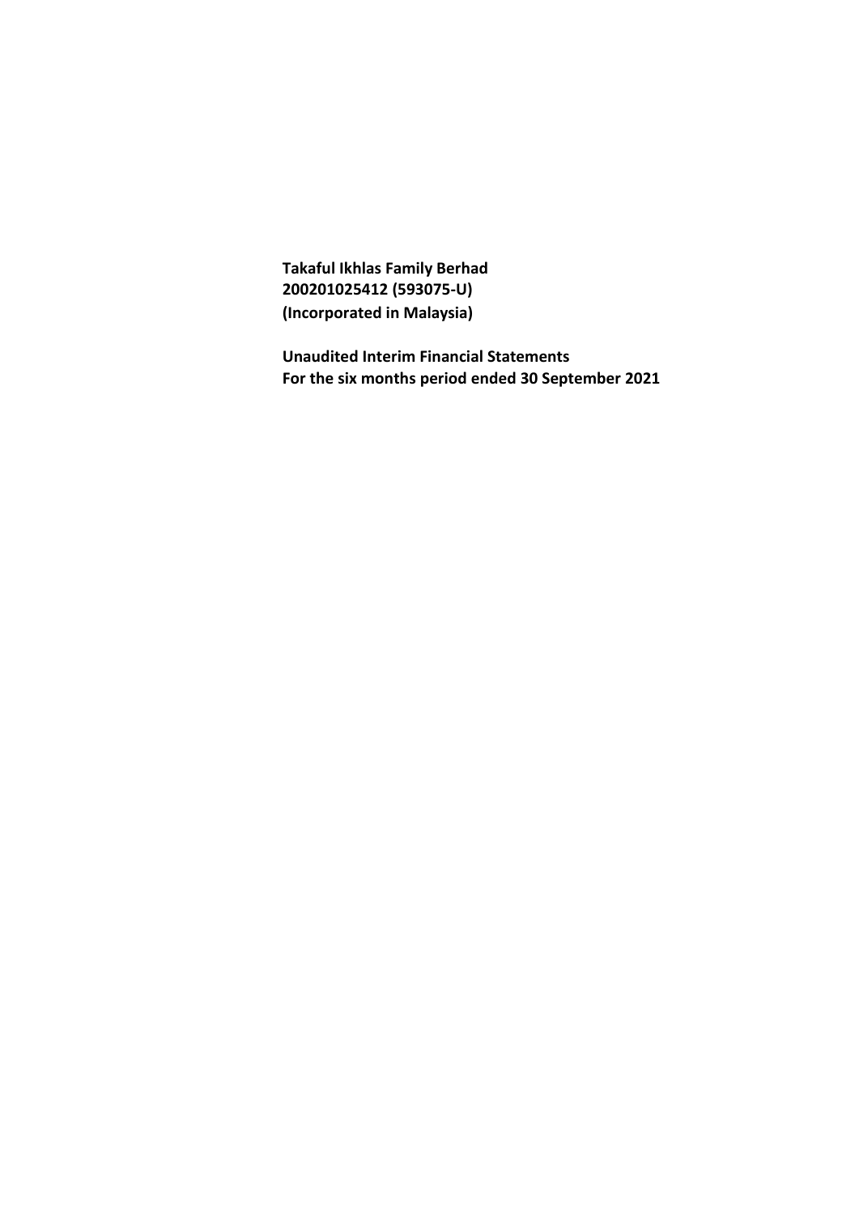**Takaful Ikhlas Family Berhad**
**200201025412 (593075-U)**
**(Incorporated in Malaysia)**

**Unaudited Interim Financial Statements**
**For the six months period ended 30 September 2021**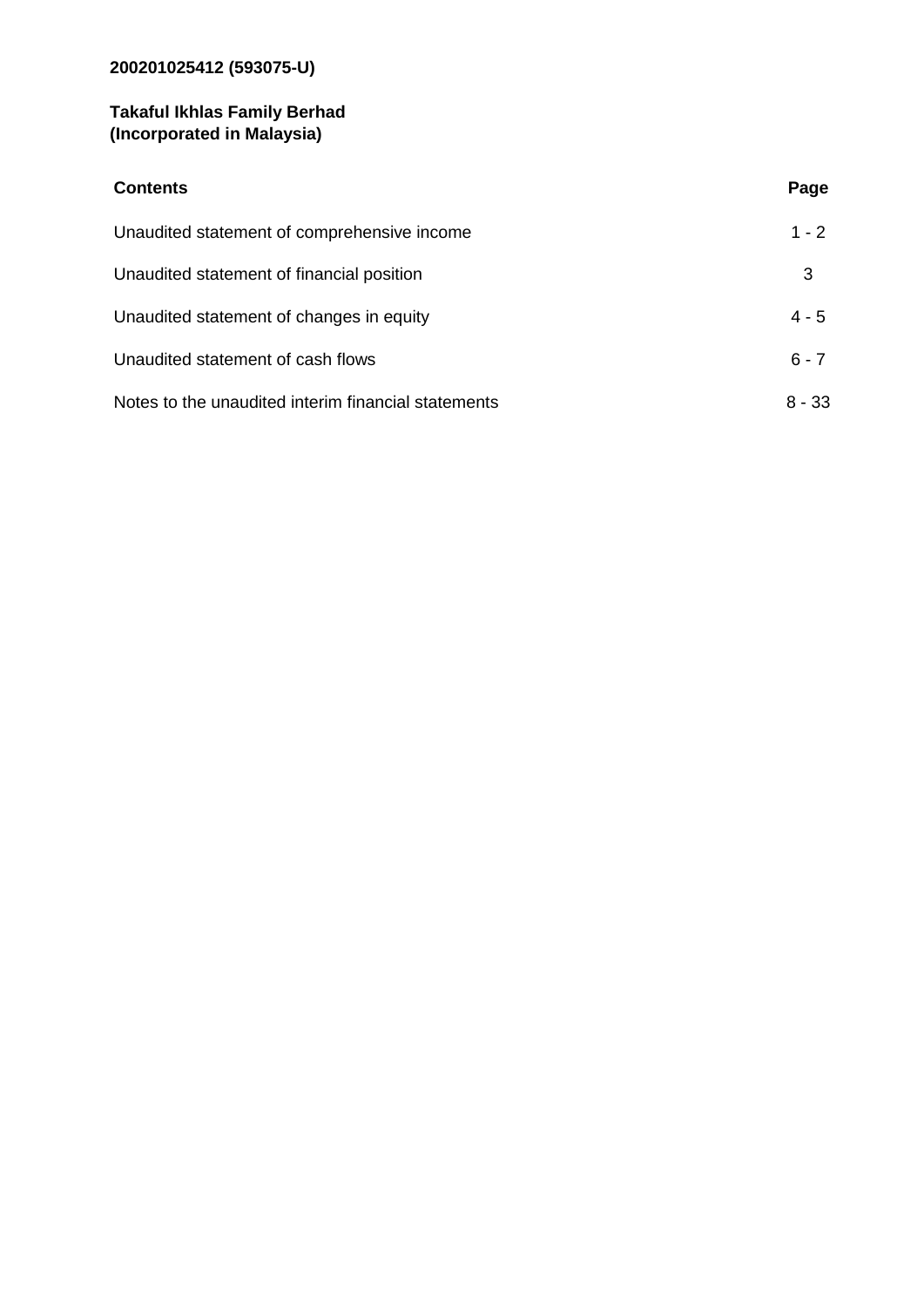**200201025412 (593075-U)**

**Takaful Ikhlas Family Berhad**
**(Incorporated in Malaysia)**

| **Contents** | **Page** |
| --- | --- |
| Unaudited statement of comprehensive income | 1 - 2 |
| Unaudited statement of financial position | 3 |
| Unaudited statement of changes in equity | 4 - 5 |
| Unaudited statement of cash flows | 6 - 7 |
| Notes to the unaudited interim financial statements | 8 - 33 |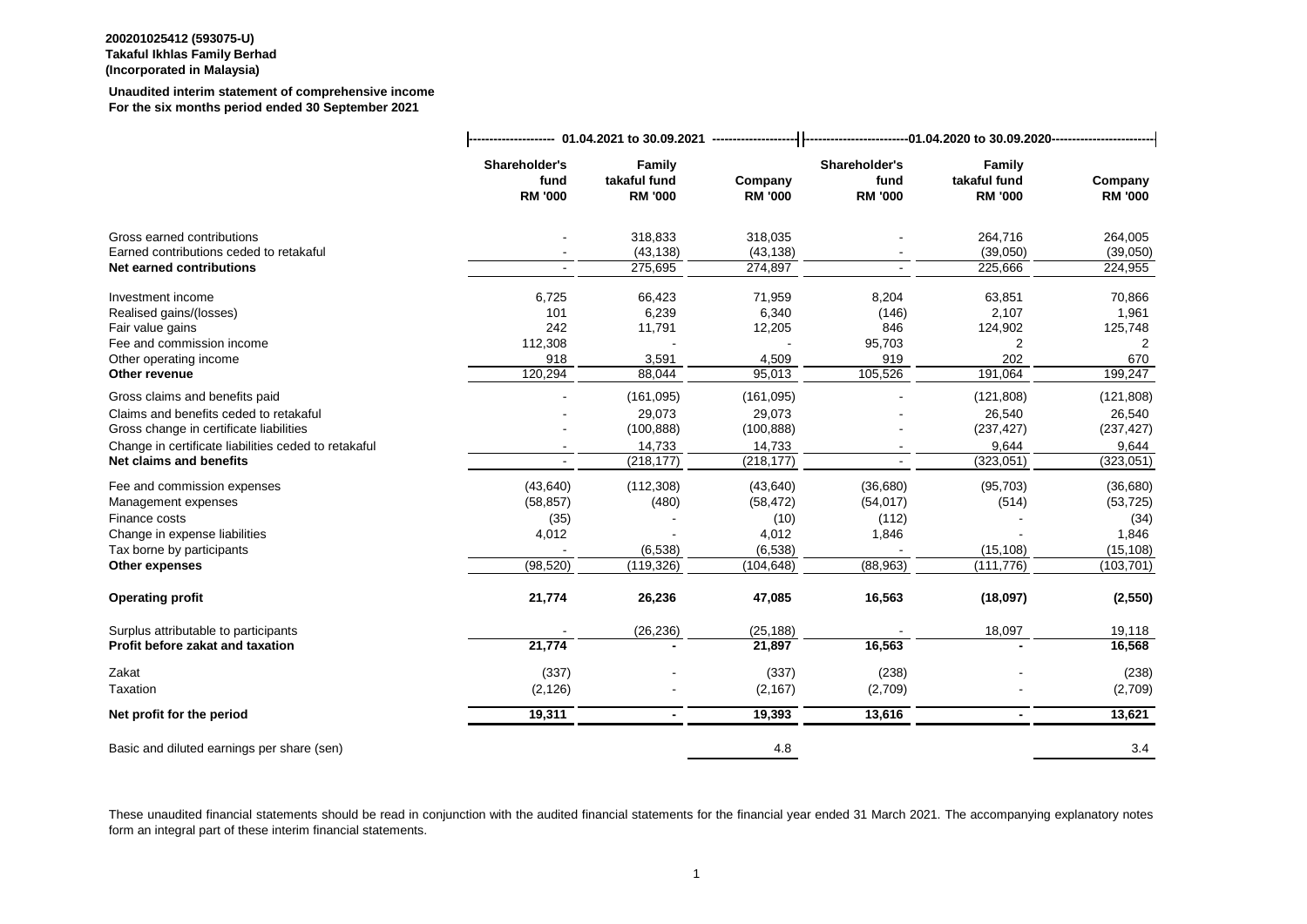**200201025412 (593075-U)**
**Takaful Ikhlas Family Berhad**
**(Incorporated in Malaysia)**

**Unaudited interim statement of comprehensive income**
**For the six months period ended 30 September 2021**

| | 01.04.2021 to 30.09.2021 | | | 01.04.2020 to 30.09.2020 | | |
|---|---|---|---|---|---|---|
| | **Shareholder's fund RM '000** | **Family takaful fund RM '000** | **Company RM '000** | **Shareholder's fund RM '000** | **Family takaful fund RM '000** | **Company RM '000** |
| Gross earned contributions | - | 318,833 | 318,035 | - | 264,716 | 264,005 |
| Earned contributions ceded to retakaful | - | (43,138) | (43,138) | - | (39,050) | (39,050) |
| **Net earned contributions** | - | 275,695 | 274,897 | - | 225,666 | 224,955 |
| Investment income | 6,725 | 66,423 | 71,959 | 8,204 | 63,851 | 70,866 |
| Realised gains/(losses) | 101 | 6,239 | 6,340 | (146) | 2,107 | 1,961 |
| Fair value gains | 242 | 11,791 | 12,205 | 846 | 124,902 | 125,748 |
| Fee and commission income | 112,308 | - | - | 95,703 | 2 | 2 |
| Other operating income | 918 | 3,591 | 4,509 | 919 | 202 | 670 |
| **Other revenue** | 120,294 | 88,044 | 95,013 | 105,526 | 191,064 | 199,247 |
| Gross claims and benefits paid | - | (161,095) | (161,095) | - | (121,808) | (121,808) |
| Claims and benefits ceded to retakaful | - | 29,073 | 29,073 | - | 26,540 | 26,540 |
| Gross change in certificate liabilities | - | (100,888) | (100,888) | - | (237,427) | (237,427) |
| Change in certificate liabilities ceded to retakaful | - | 14,733 | 14,733 | - | 9,644 | 9,644 |
| **Net claims and benefits** | - | (218,177) | (218,177) | - | (323,051) | (323,051) |
| Fee and commission expenses | (43,640) | (112,308) | (43,640) | (36,680) | (95,703) | (36,680) |
| Management expenses | (58,857) | (480) | (58,472) | (54,017) | (514) | (53,725) |
| Finance costs | (35) | - | (10) | (112) | - | (34) |
| Change in expense liabilities | 4,012 | - | 4,012 | 1,846 | - | 1,846 |
| Tax borne by participants | - | (6,538) | (6,538) | - | (15,108) | (15,108) |
| **Other expenses** | (98,520) | (119,326) | (104,648) | (88,963) | (111,776) | (103,701) |
| **Operating profit** | **21,774** | **26,236** | **47,085** | **16,563** | **(18,097)** | **(2,550)** |
| Surplus attributable to participants | - | (26,236) | (25,188) | - | 18,097 | 19,118 |
| **Profit before zakat and taxation** | **21,774** | **-** | **21,897** | **16,563** | **-** | **16,568** |
| Zakat | (337) | - | (337) | (238) | - | (238) |
| Taxation | (2,126) | - | (2,167) | (2,709) | - | (2,709) |
| **Net profit for the period** | **19,311** | **-** | **19,393** | **13,616** | **-** | **13,621** |
| Basic and diluted earnings per share (sen) | | | 4.8 | | | 3.4 |

These unaudited financial statements should be read in conjunction with the audited financial statements for the financial year ended 31 March 2021. The accompanying explanatory notes form an integral part of these interim financial statements.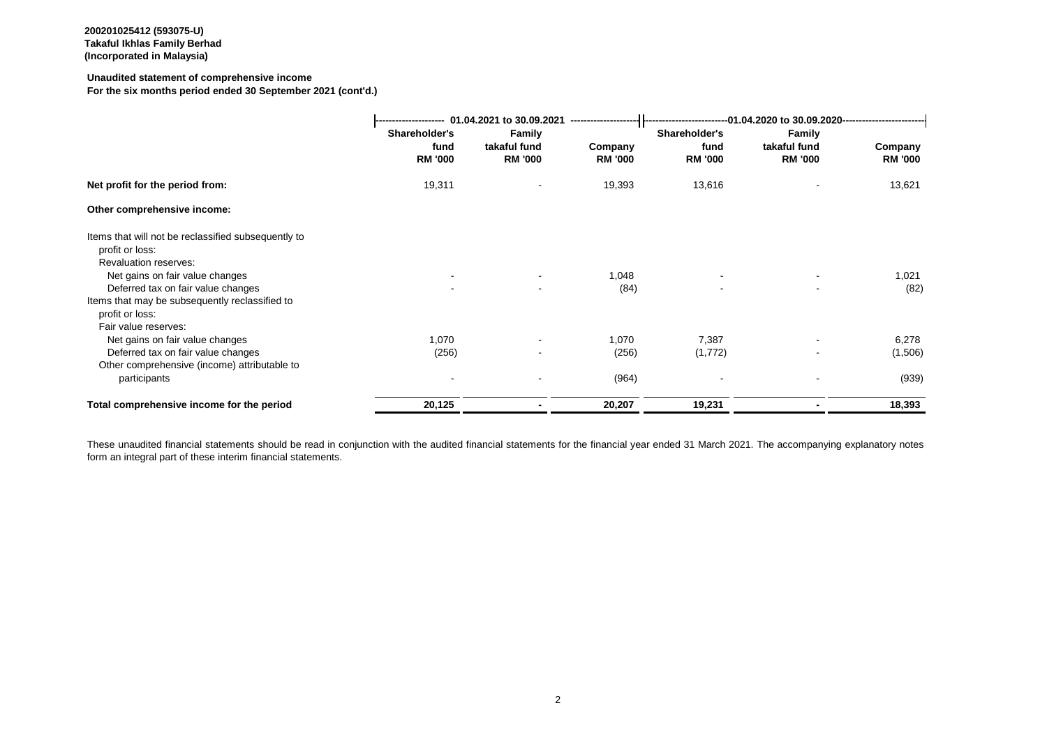**200201025412 (593075-U)**
**Takaful Ikhlas Family Berhad**
**(Incorporated in Malaysia)**

**Unaudited statement of comprehensive income**
**For the six months period ended 30 September 2021 (cont'd.)**

| | 01.04.2021 to 30.09.2021 | | | 01.04.2020 to 30.09.2020 | | |
|---|---|---|---|---|---|---|
| | **Shareholder's fund RM '000** | **Family takaful fund RM '000** | **Company RM '000** | **Shareholder's fund RM '000** | **Family takaful fund RM '000** | **Company RM '000** |
| **Net profit for the period from:** | 19,311 | - | 19,393 | 13,616 | - | 13,621 |
| **Other comprehensive income:** | | | | | | |
| Items that will not be reclassified subsequently to profit or loss: | | | | | | |
| Revaluation reserves: | | | | | | |
| Net gains on fair value changes | - | - | 1,048 | - | - | 1,021 |
| Deferred tax on fair value changes | - | - | (84) | - | - | (82) |
| Items that may be subsequently reclassified to profit or loss: | | | | | | |
| Fair value reserves: | | | | | | |
| Net gains on fair value changes | 1,070 | - | 1,070 | 7,387 | - | 6,278 |
| Deferred tax on fair value changes | (256) | - | (256) | (1,772) | - | (1,506) |
| Other comprehensive (income) attributable to participants | - | - | (964) | - | - | (939) |
| **Total comprehensive income for the period** | **20,125** | **-** | **20,207** | **19,231** | **-** | **18,393** |

These unaudited financial statements should be read in conjunction with the audited financial statements for the financial year ended 31 March 2021. The accompanying explanatory notes form an integral part of these interim financial statements.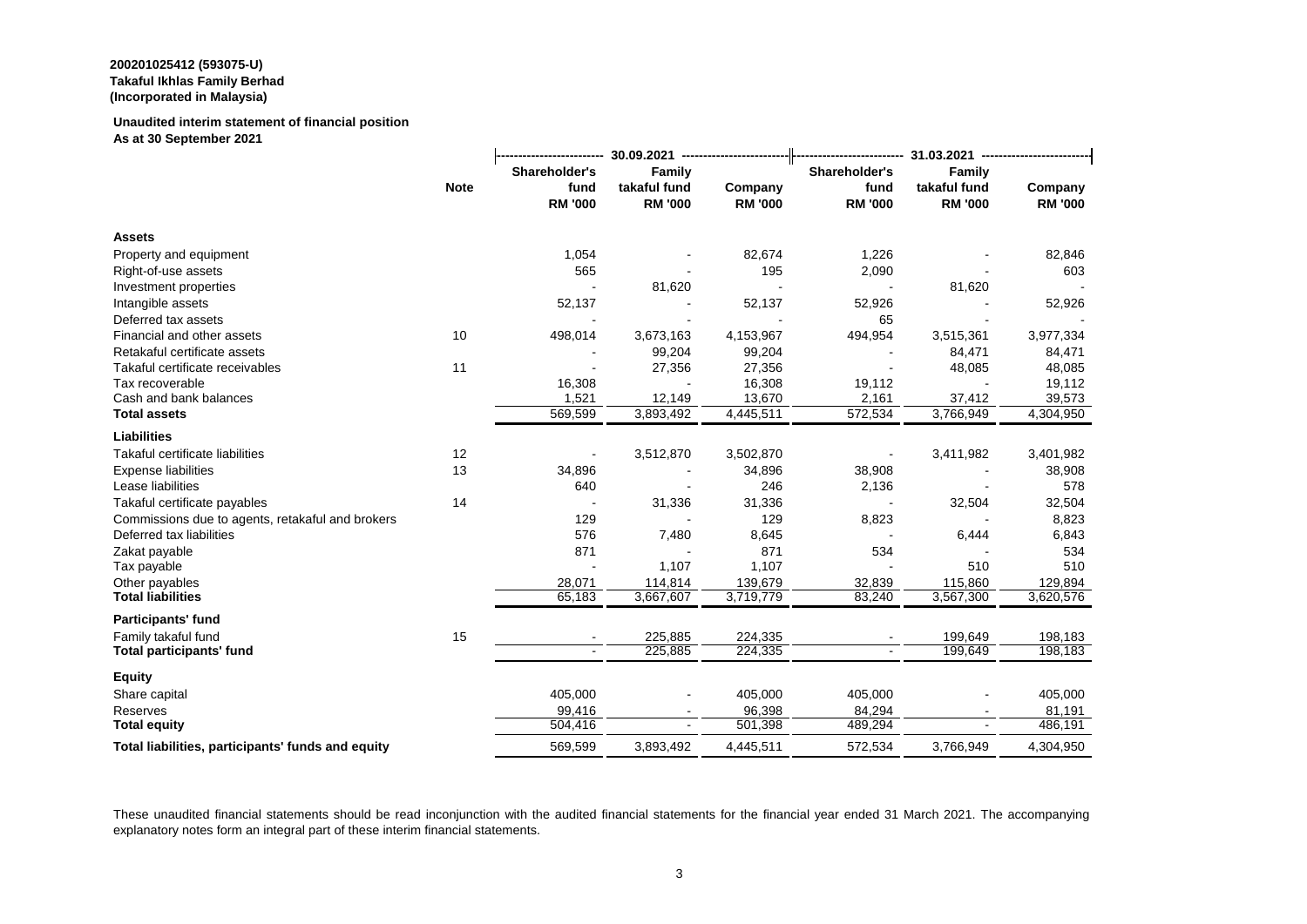**200201025412 (593075-U)**
**Takaful Ikhlas Family Berhad**
**(Incorporated in Malaysia)**

**Unaudited interim statement of financial position**
**As at 30 September 2021**

| | Note | 30.09.2021 | | | 31.03.2021 | | |
|---|---|---|---|---|---|---|---|
| | | Shareholder's fund RM '000 | Family takaful fund RM '000 | Company RM '000 | Shareholder's fund RM '000 | Family takaful fund RM '000 | Company RM '000 |
| **Assets** | | | | | | | |
| Property and equipment | | 1,054 | - | 82,674 | 1,226 | - | 82,846 |
| Right-of-use assets | | 565 | - | 195 | 2,090 | - | 603 |
| Investment properties | | - | 81,620 | - | - | 81,620 | - |
| Intangible assets | | 52,137 | - | 52,137 | 52,926 | - | 52,926 |
| Deferred tax assets | | - | - | - | 65 | - | - |
| Financial and other assets | 10 | 498,014 | 3,673,163 | 4,153,967 | 494,954 | 3,515,361 | 3,977,334 |
| Retakaful certificate assets | | - | 99,204 | 99,204 | - | 84,471 | 84,471 |
| Takaful certificate receivables | 11 | - | 27,356 | 27,356 | - | 48,085 | 48,085 |
| Tax recoverable | | 16,308 | - | 16,308 | 19,112 | - | 19,112 |
| Cash and bank balances | | 1,521 | 12,149 | 13,670 | 2,161 | 37,412 | 39,573 |
| **Total assets** | | 569,599 | 3,893,492 | 4,445,511 | 572,534 | 3,766,949 | 4,304,950 |
| **Liabilities** | | | | | | | |
| Takaful certificate liabilities | 12 | - | 3,512,870 | 3,502,870 | - | 3,411,982 | 3,401,982 |
| Expense liabilities | 13 | 34,896 | - | 34,896 | 38,908 | - | 38,908 |
| Lease liabilities | | 640 | - | 246 | 2,136 | - | 578 |
| Takaful certificate payables | 14 | - | 31,336 | 31,336 | - | 32,504 | 32,504 |
| Commissions due to agents, retakaful and brokers | | 129 | - | 129 | 8,823 | - | 8,823 |
| Deferred tax liabilities | | 576 | 7,480 | 8,645 | - | 6,444 | 6,843 |
| Zakat payable | | 871 | - | 871 | 534 | - | 534 |
| Tax payable | | - | 1,107 | 1,107 | - | 510 | 510 |
| Other payables | | 28,071 | 114,814 | 139,679 | 32,839 | 115,860 | 129,894 |
| **Total liabilities** | | 65,183 | 3,667,607 | 3,719,779 | 83,240 | 3,567,300 | 3,620,576 |
| **Participants' fund** | | | | | | | |
| Family takaful fund | 15 | - | 225,885 | 224,335 | - | 199,649 | 198,183 |
| **Total participants' fund** | | - | 225,885 | 224,335 | - | 199,649 | 198,183 |
| **Equity** | | | | | | | |
| Share capital | | 405,000 | - | 405,000 | 405,000 | - | 405,000 |
| Reserves | | 99,416 | - | 96,398 | 84,294 | - | 81,191 |
| **Total equity** | | 504,416 | - | 501,398 | 489,294 | - | 486,191 |
| **Total liabilities, participants' funds and equity** | | 569,599 | 3,893,492 | 4,445,511 | 572,534 | 3,766,949 | 4,304,950 |

These unaudited financial statements should be read inconjunction with the audited financial statements for the financial year ended 31 March 2021. The accompanying explanatory notes form an integral part of these interim financial statements.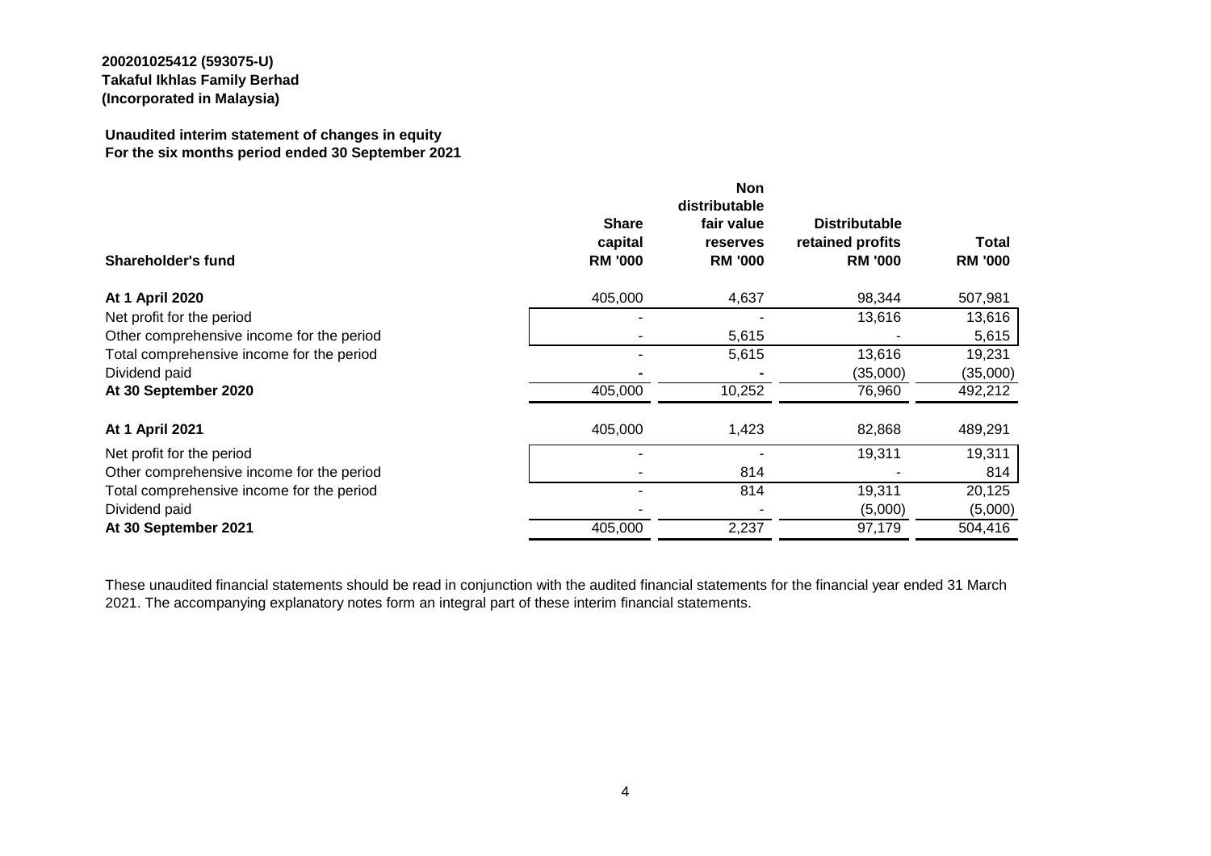**200201025412 (593075-U)**
**Takaful Ikhlas Family Berhad**
**(Incorporated in Malaysia)**

**Unaudited interim statement of changes in equity**
**For the six months period ended 30 September 2021**

| **Shareholder's fund** | **Share capital RM '000** | **Non distributable fair value reserves RM '000** | **Distributable retained profits RM '000** | **Total RM '000** |
|---|---|---|---|---|
| **At 1 April 2020** | 405,000 | 4,637 | 98,344 | 507,981 |
| Net profit for the period | - | - | 13,616 | 13,616 |
| Other comprehensive income for the period | - | 5,615 | - | 5,615 |
| Total comprehensive income for the period | - | 5,615 | 13,616 | 19,231 |
| Dividend paid | - | - | (35,000) | (35,000) |
| **At 30 September 2020** | 405,000 | 10,252 | 76,960 | 492,212 |
| **At 1 April 2021** | 405,000 | 1,423 | 82,868 | 489,291 |
| Net profit for the period | - | - | 19,311 | 19,311 |
| Other comprehensive income for the period | - | 814 | - | 814 |
| Total comprehensive income for the period | - | 814 | 19,311 | 20,125 |
| Dividend paid | - | - | (5,000) | (5,000) |
| **At 30 September 2021** | 405,000 | 2,237 | 97,179 | 504,416 |

These unaudited financial statements should be read in conjunction with the audited financial statements for the financial year ended 31 March 2021. The accompanying explanatory notes form an integral part of these interim financial statements.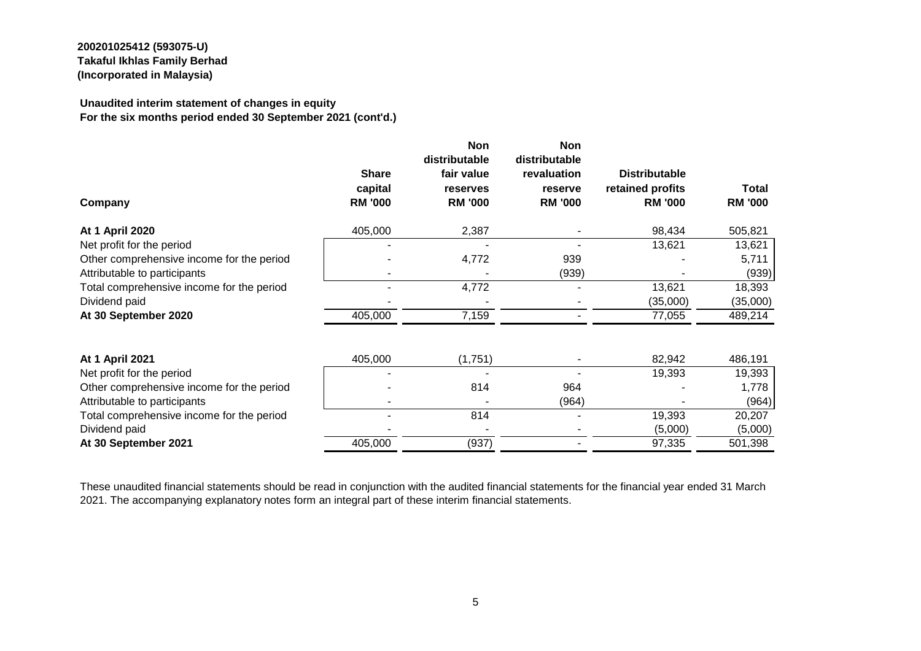**200201025412 (593075-U)**
**Takaful Ikhlas Family Berhad**
**(Incorporated in Malaysia)**

**Unaudited interim statement of changes in equity**
**For the six months period ended 30 September 2021 (cont'd.)**

| Company | Share capital RM '000 | Non distributable fair value reserves RM '000 | Non distributable revaluation reserve RM '000 | Distributable retained profits RM '000 | Total RM '000 |
|---|---|---|---|---|---|
| **At 1 April 2020** | 405,000 | 2,387 | - | 98,434 | 505,821 |
| Net profit for the period | - | - | - | 13,621 | 13,621 |
| Other comprehensive income for the period | - | 4,772 | 939 | - | 5,711 |
| Attributable to participants | - | - | (939) | - | (939) |
| Total comprehensive income for the period | - | 4,772 | - | 13,621 | 18,393 |
| Dividend paid | - | - | - | (35,000) | (35,000) |
| **At 30 September 2020** | 405,000 | 7,159 | - | 77,055 | 489,214 |
| | | | | | |
| **At 1 April 2021** | 405,000 | (1,751) | - | 82,942 | 486,191 |
| Net profit for the period | - | - | - | 19,393 | 19,393 |
| Other comprehensive income for the period | - | 814 | 964 | - | 1,778 |
| Attributable to participants | - | - | (964) | - | (964) |
| Total comprehensive income for the period | - | 814 | - | 19,393 | 20,207 |
| Dividend paid | - | - | - | (5,000) | (5,000) |
| **At 30 September 2021** | 405,000 | (937) | - | 97,335 | 501,398 |

These unaudited financial statements should be read in conjunction with the audited financial statements for the financial year ended 31 March 2021. The accompanying explanatory notes form an integral part of these interim financial statements.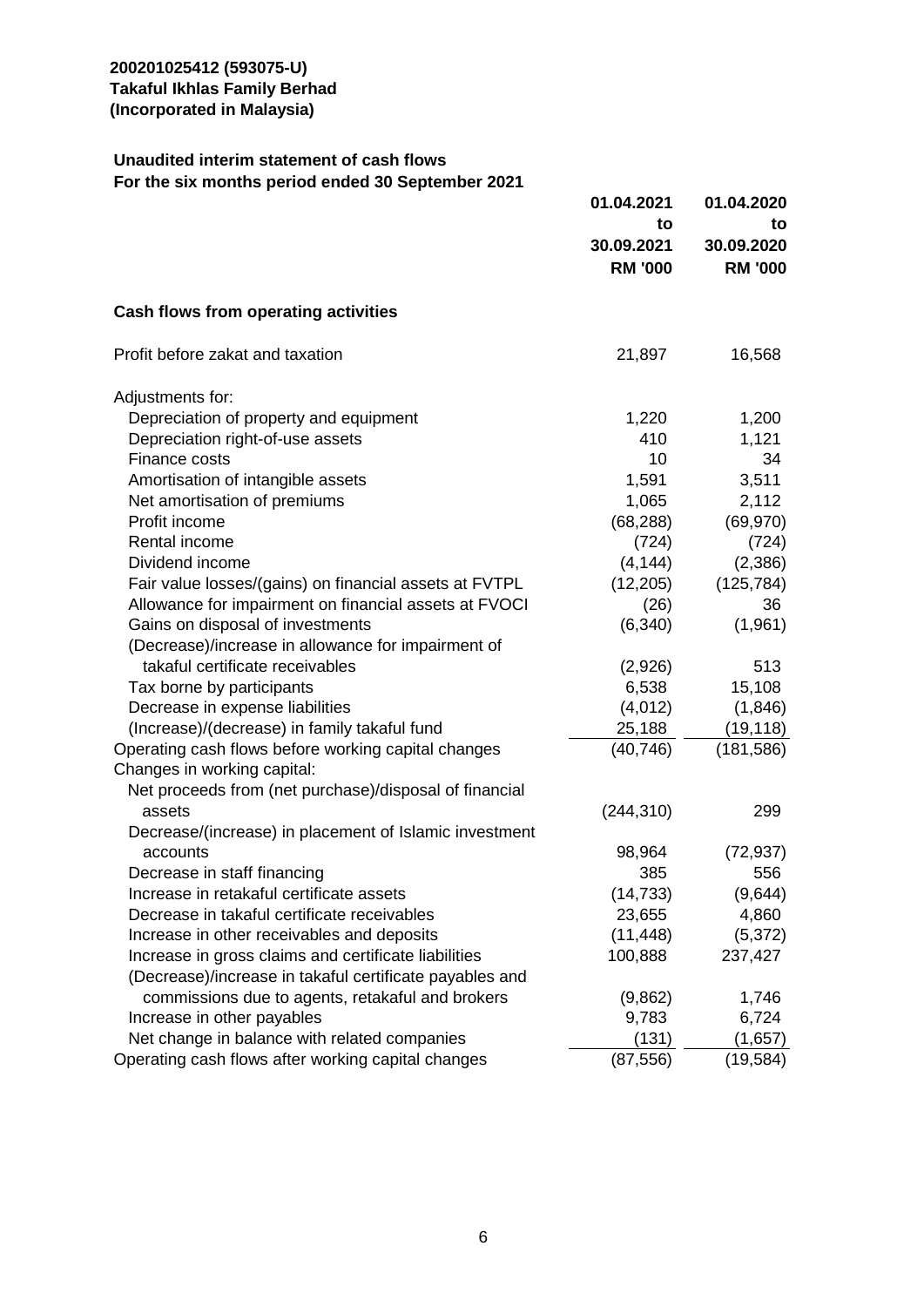**200201025412 (593075-U)**
**Takaful Ikhlas Family Berhad**
**(Incorporated in Malaysia)**

**Unaudited interim statement of cash flows**
**For the six months period ended 30 September 2021**

| | 01.04.2021 to 30.09.2021 RM '000 | 01.04.2020 to 30.09.2020 RM '000 |
|---|---|---|
| **Cash flows from operating activities** | | |
| Profit before zakat and taxation | 21,897 | 16,568 |
| Adjustments for: | | |
| Depreciation of property and equipment | 1,220 | 1,200 |
| Depreciation right-of-use assets | 410 | 1,121 |
| Finance costs | 10 | 34 |
| Amortisation of intangible assets | 1,591 | 3,511 |
| Net amortisation of premiums | 1,065 | 2,112 |
| Profit income | (68,288) | (69,970) |
| Rental income | (724) | (724) |
| Dividend income | (4,144) | (2,386) |
| Fair value losses/(gains) on financial assets at FVTPL | (12,205) | (125,784) |
| Allowance for impairment on financial assets at FVOCI | (26) | 36 |
| Gains on disposal of investments | (6,340) | (1,961) |
| (Decrease)/increase in allowance for impairment of takaful certificate receivables | (2,926) | 513 |
| Tax borne by participants | 6,538 | 15,108 |
| Decrease in expense liabilities | (4,012) | (1,846) |
| (Increase)/(decrease) in family takaful fund | 25,188 | (19,118) |
| Operating cash flows before working capital changes | (40,746) | (181,586) |
| Changes in working capital: | | |
| Net proceeds from (net purchase)/disposal of financial assets | (244,310) | 299 |
| Decrease/(increase) in placement of Islamic investment accounts | 98,964 | (72,937) |
| Decrease in staff financing | 385 | 556 |
| Increase in retakaful certificate assets | (14,733) | (9,644) |
| Decrease in takaful certificate receivables | 23,655 | 4,860 |
| Increase in other receivables and deposits | (11,448) | (5,372) |
| Increase in gross claims and certificate liabilities | 100,888 | 237,427 |
| (Decrease)/increase in takaful certificate payables and commissions due to agents, retakaful and brokers | (9,862) | 1,746 |
| Increase in other payables | 9,783 | 6,724 |
| Net change in balance with related companies | (131) | (1,657) |
| Operating cash flows after working capital changes | (87,556) | (19,584) |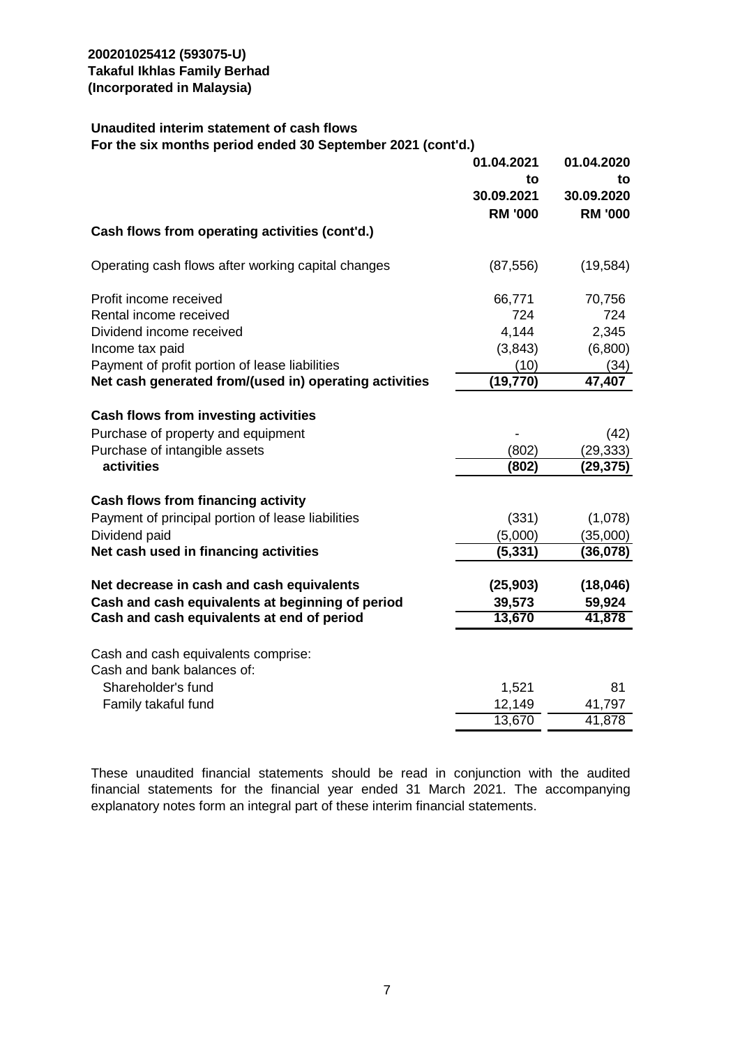**200201025412 (593075-U)**
**Takaful Ikhlas Family Berhad**
**(Incorporated in Malaysia)**

**Unaudited interim statement of cash flows**
**For the six months period ended 30 September 2021 (cont'd.)**

| | 01.04.2021 to 30.09.2021 RM '000 | 01.04.2020 to 30.09.2020 RM '000 |
|---|---|---|
| **Cash flows from operating activities (cont'd.)** | | |
| Operating cash flows after working capital changes | (87,556) | (19,584) |
| Profit income received | 66,771 | 70,756 |
| Rental income received | 724 | 724 |
| Dividend income received | 4,144 | 2,345 |
| Income tax paid | (3,843) | (6,800) |
| Payment of profit portion of lease liabilities | (10) | (34) |
| **Net cash generated from/(used in) operating activities** | **(19,770)** | **47,407** |
| **Cash flows from investing activities** | | |
| Purchase of property and equipment | - | (42) |
| Purchase of intangible assets | (802) | (29,333) |
| **activities** | **(802)** | **(29,375)** |
| **Cash flows from financing activity** | | |
| Payment of principal portion of lease liabilities | (331) | (1,078) |
| Dividend paid | (5,000) | (35,000) |
| **Net cash used in financing activities** | **(5,331)** | **(36,078)** |
| **Net decrease in cash and cash equivalents** | **(25,903)** | **(18,046)** |
| **Cash and cash equivalents at beginning of period** | **39,573** | **59,924** |
| **Cash and cash equivalents at end of period** | **13,670** | **41,878** |
| Cash and cash equivalents comprise: | | |
| Cash and bank balances of: | | |
| Shareholder's fund | 1,521 | 81 |
| Family takaful fund | 12,149 | 41,797 |
| | 13,670 | 41,878 |

These unaudited financial statements should be read in conjunction with the audited financial statements for the financial year ended 31 March 2021. The accompanying explanatory notes form an integral part of these interim financial statements.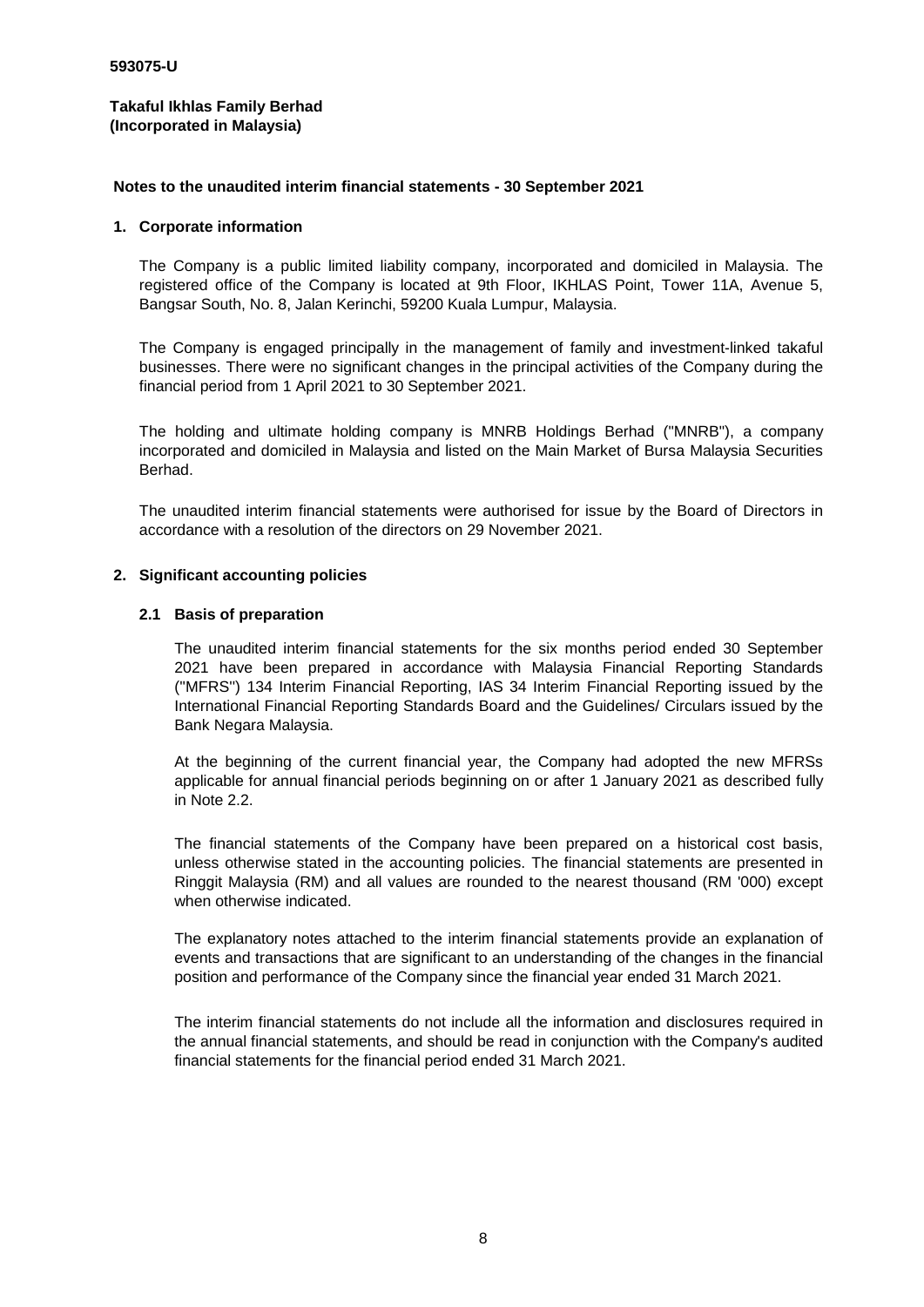593075-U

**Takaful Ikhlas Family Berhad**
**(Incorporated in Malaysia)**

**Notes to the unaudited interim financial statements - 30 September 2021**

## 1. Corporate information

The Company is a public limited liability company, incorporated and domiciled in Malaysia. The registered office of the Company is located at 9th Floor, IKHLAS Point, Tower 11A, Avenue 5, Bangsar South, No. 8, Jalan Kerinchi, 59200 Kuala Lumpur, Malaysia.

The Company is engaged principally in the management of family and investment-linked takaful businesses. There were no significant changes in the principal activities of the Company during the financial period from 1 April 2021 to 30 September 2021.

The holding and ultimate holding company is MNRB Holdings Berhad ("MNRB"), a company incorporated and domiciled in Malaysia and listed on the Main Market of Bursa Malaysia Securities Berhad.

The unaudited interim financial statements were authorised for issue by the Board of Directors in accordance with a resolution of the directors on 29 November 2021.

## 2. Significant accounting policies

### 2.1 Basis of preparation

The unaudited interim financial statements for the six months period ended 30 September 2021 have been prepared in accordance with Malaysia Financial Reporting Standards ("MFRS") 134 Interim Financial Reporting, IAS 34 Interim Financial Reporting issued by the International Financial Reporting Standards Board and the Guidelines/ Circulars issued by the Bank Negara Malaysia.

At the beginning of the current financial year, the Company had adopted the new MFRSs applicable for annual financial periods beginning on or after 1 January 2021 as described fully in Note 2.2.

The financial statements of the Company have been prepared on a historical cost basis, unless otherwise stated in the accounting policies. The financial statements are presented in Ringgit Malaysia (RM) and all values are rounded to the nearest thousand (RM '000) except when otherwise indicated.

The explanatory notes attached to the interim financial statements provide an explanation of events and transactions that are significant to an understanding of the changes in the financial position and performance of the Company since the financial year ended 31 March 2021.

The interim financial statements do not include all the information and disclosures required in the annual financial statements, and should be read in conjunction with the Company's audited financial statements for the financial period ended 31 March 2021.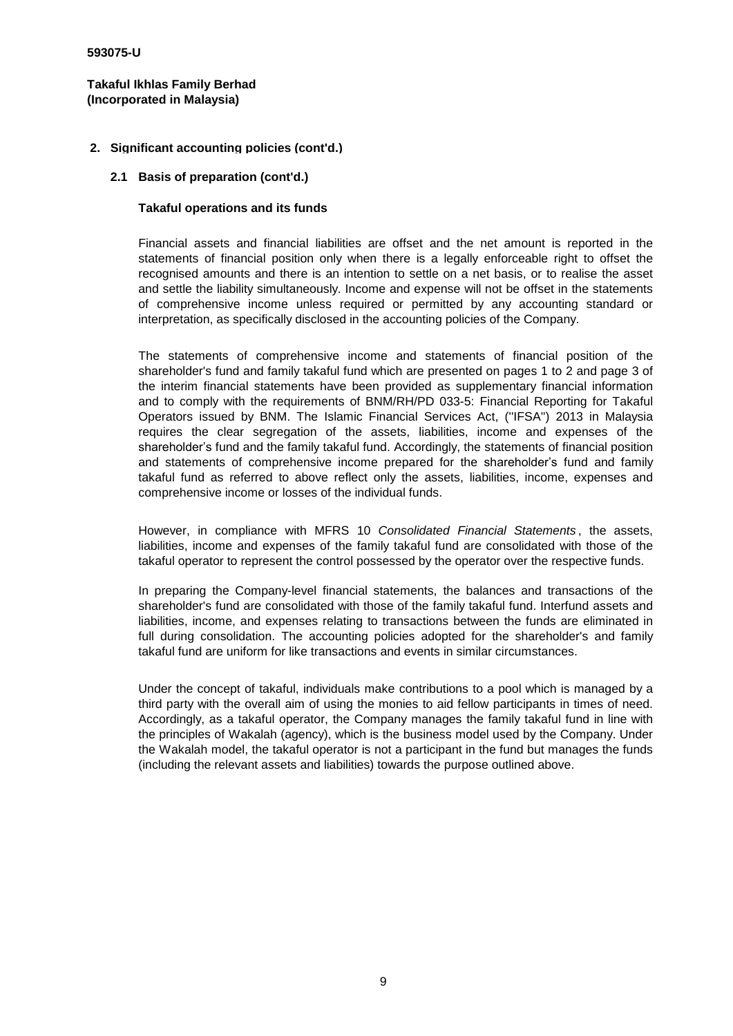593075-U

**Takaful Ikhlas Family Berhad**
**(Incorporated in Malaysia)**

## 2. Significant accounting policies (cont'd.)

### 2.1 Basis of preparation (cont'd.)

**Takaful operations and its funds**

Financial assets and financial liabilities are offset and the net amount is reported in the statements of financial position only when there is a legally enforceable right to offset the recognised amounts and there is an intention to settle on a net basis, or to realise the asset and settle the liability simultaneously. Income and expense will not be offset in the statements of comprehensive income unless required or permitted by any accounting standard or interpretation, as specifically disclosed in the accounting policies of the Company.

The statements of comprehensive income and statements of financial position of the shareholder's fund and family takaful fund which are presented on pages 1 to 2 and page 3 of the interim financial statements have been provided as supplementary financial information and to comply with the requirements of BNM/RH/PD 033-5: Financial Reporting for Takaful Operators issued by BNM. The Islamic Financial Services Act, ("IFSA") 2013 in Malaysia requires the clear segregation of the assets, liabilities, income and expenses of the shareholder's fund and the family takaful fund. Accordingly, the statements of financial position and statements of comprehensive income prepared for the shareholder's fund and family takaful fund as referred to above reflect only the assets, liabilities, income, expenses and comprehensive income or losses of the individual funds.

However, in compliance with MFRS 10 *Consolidated Financial Statements*, the assets, liabilities, income and expenses of the family takaful fund are consolidated with those of the takaful operator to represent the control possessed by the operator over the respective funds.

In preparing the Company-level financial statements, the balances and transactions of the shareholder's fund are consolidated with those of the family takaful fund. Interfund assets and liabilities, income, and expenses relating to transactions between the funds are eliminated in full during consolidation. The accounting policies adopted for the shareholder's and family takaful fund are uniform for like transactions and events in similar circumstances.

Under the concept of takaful, individuals make contributions to a pool which is managed by a third party with the overall aim of using the monies to aid fellow participants in times of need. Accordingly, as a takaful operator, the Company manages the family takaful fund in line with the principles of Wakalah (agency), which is the business model used by the Company. Under the Wakalah model, the takaful operator is not a participant in the fund but manages the funds (including the relevant assets and liabilities) towards the purpose outlined above.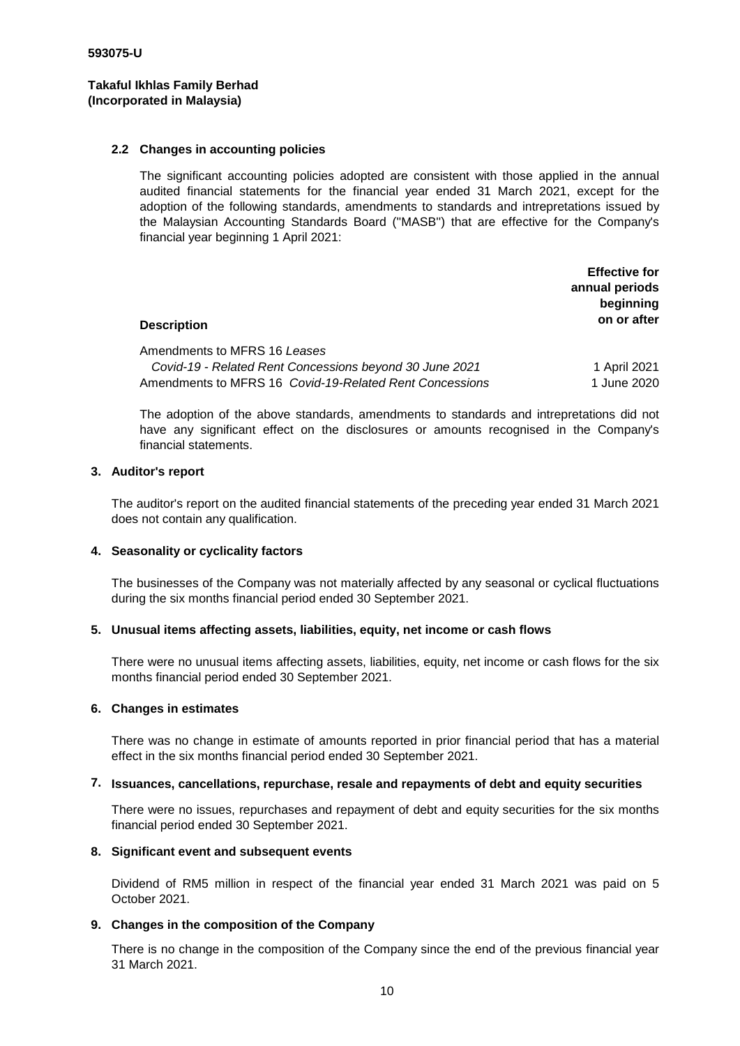593075-U

**Takaful Ikhlas Family Berhad**
**(Incorporated in Malaysia)**

### 2.2 Changes in accounting policies

The significant accounting policies adopted are consistent with those applied in the annual audited financial statements for the financial year ended 31 March 2021, except for the adoption of the following standards, amendments to standards and intrepretations issued by the Malaysian Accounting Standards Board ("MASB") that are effective for the Company's financial year beginning 1 April 2021:

| Description | Effective for annual periods beginning on or after |
|---|---|
| Amendments to MFRS 16 *Leases* | |
| *Covid-19 - Related Rent Concessions beyond 30 June 2021* | 1 April 2021 |
| Amendments to MFRS 16 *Covid-19-Related Rent Concessions* | 1 June 2020 |

The adoption of the above standards, amendments to standards and intrepretations did not have any significant effect on the disclosures or amounts recognised in the Company's financial statements.

## 3. Auditor's report

The auditor's report on the audited financial statements of the preceding year ended 31 March 2021 does not contain any qualification.

## 4. Seasonality or cyclicality factors

The businesses of the Company was not materially affected by any seasonal or cyclical fluctuations during the six months financial period ended 30 September 2021.

## 5. Unusual items affecting assets, liabilities, equity, net income or cash flows

There were no unusual items affecting assets, liabilities, equity, net income or cash flows for the six months financial period ended 30 September 2021.

## 6. Changes in estimates

There was no change in estimate of amounts reported in prior financial period that has a material effect in the six months financial period ended 30 September 2021.

## 7. Issuances, cancellations, repurchase, resale and repayments of debt and equity securities

There were no issues, repurchases and repayment of debt and equity securities for the six months financial period ended 30 September 2021.

## 8. Significant event and subsequent events

Dividend of RM5 million in respect of the financial year ended 31 March 2021 was paid on 5 October 2021.

## 9. Changes in the composition of the Company

There is no change in the composition of the Company since the end of the previous financial year 31 March 2021.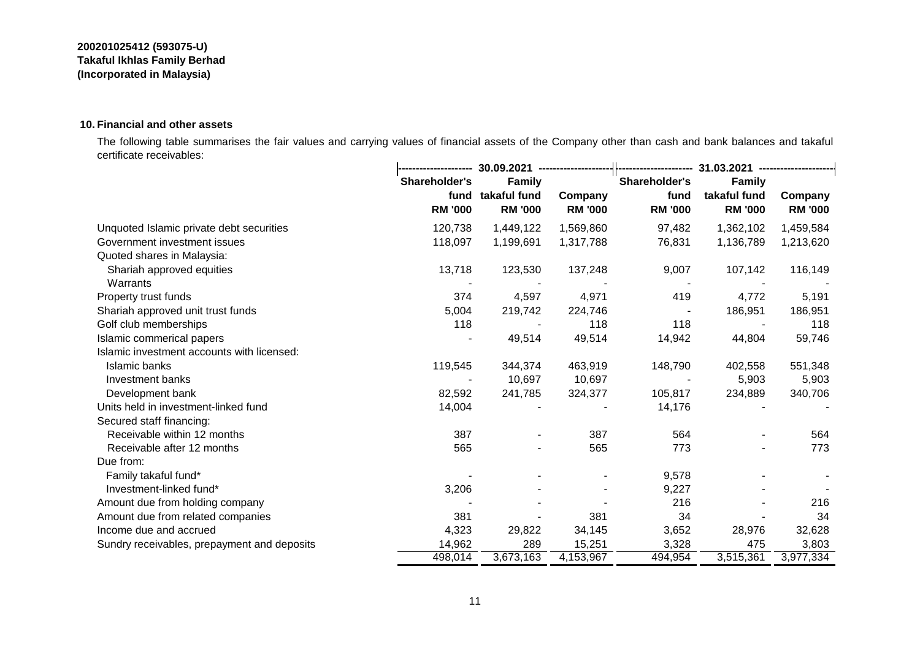**200201025412 (593075-U)**
**Takaful Ikhlas Family Berhad**
**(Incorporated in Malaysia)**

## 10. Financial and other assets

The following table summarises the fair values and carrying values of financial assets of the Company other than cash and bank balances and takaful certificate receivables:

| | 30.09.2021 | | | 31.03.2021 | | |
|---|---|---|---|---|---|---|
| | Shareholder's fund RM '000 | Family takaful fund RM '000 | Company RM '000 | Shareholder's fund RM '000 | Family takaful fund RM '000 | Company RM '000 |
| Unquoted Islamic private debt securities | 120,738 | 1,449,122 | 1,569,860 | 97,482 | 1,362,102 | 1,459,584 |
| Government investment issues | 118,097 | 1,199,691 | 1,317,788 | 76,831 | 1,136,789 | 1,213,620 |
| Quoted shares in Malaysia: | | | | | | |
| Shariah approved equities | 13,718 | 123,530 | 137,248 | 9,007 | 107,142 | 116,149 |
| Warrants | - | - | - | - | - | - |
| Property trust funds | 374 | 4,597 | 4,971 | 419 | 4,772 | 5,191 |
| Shariah approved unit trust funds | 5,004 | 219,742 | 224,746 | - | 186,951 | 186,951 |
| Golf club memberships | 118 | - | 118 | 118 | - | 118 |
| Islamic commerical papers | - | 49,514 | 49,514 | 14,942 | 44,804 | 59,746 |
| Islamic investment accounts with licensed: | | | | | | |
| Islamic banks | 119,545 | 344,374 | 463,919 | 148,790 | 402,558 | 551,348 |
| Investment banks | - | 10,697 | 10,697 | - | 5,903 | 5,903 |
| Development bank | 82,592 | 241,785 | 324,377 | 105,817 | 234,889 | 340,706 |
| Units held in investment-linked fund | 14,004 | - | - | 14,176 | - | - |
| Secured staff financing: | | | | | | |
| Receivable within 12 months | 387 | - | 387 | 564 | - | 564 |
| Receivable after 12 months | 565 | - | 565 | 773 | - | 773 |
| Due from: | | | | | | |
| Family takaful fund* | - | - | - | 9,578 | - | - |
| Investment-linked fund* | 3,206 | - | - | 9,227 | - | - |
| Amount due from holding company | - | - | - | 216 | - | 216 |
| Amount due from related companies | 381 | - | 381 | 34 | - | 34 |
| Income due and accrued | 4,323 | 29,822 | 34,145 | 3,652 | 28,976 | 32,628 |
| Sundry receivables, prepayment and deposits | 14,962 | 289 | 15,251 | 3,328 | 475 | 3,803 |
| | 498,014 | 3,673,163 | 4,153,967 | 494,954 | 3,515,361 | 3,977,334 |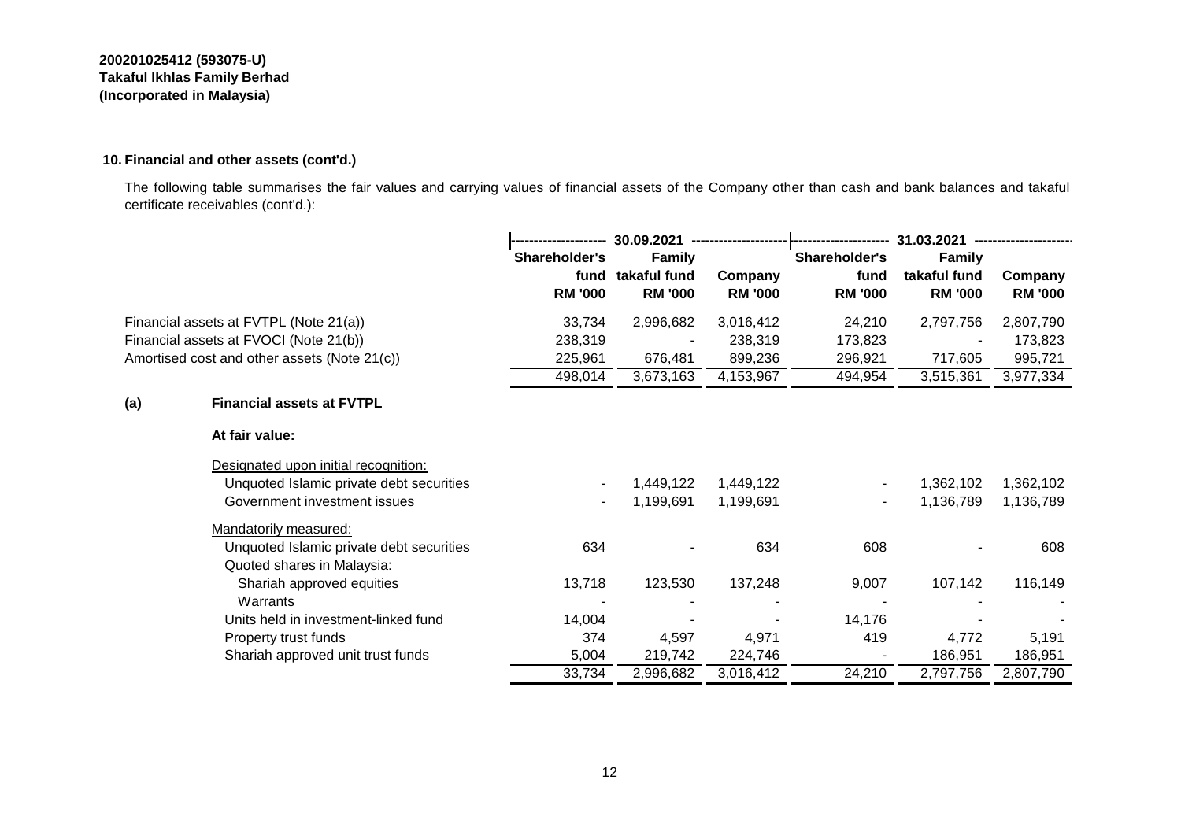**200201025412 (593075-U)**
**Takaful Ikhlas Family Berhad**
**(Incorporated in Malaysia)**

### 10. Financial and other assets (cont'd.)

The following table summarises the fair values and carrying values of financial assets of the Company other than cash and bank balances and takaful certificate receivables (cont'd.):

| | 30.09.2021 | | | 31.03.2021 | | |
|---|---|---|---|---|---|---|
| | Shareholder's fund RM '000 | Family takaful fund RM '000 | Company RM '000 | Shareholder's fund RM '000 | Family takaful fund RM '000 | Company RM '000 |
| Financial assets at FVTPL (Note 21(a)) | 33,734 | 2,996,682 | 3,016,412 | 24,210 | 2,797,756 | 2,807,790 |
| Financial assets at FVOCI (Note 21(b)) | 238,319 | - | 238,319 | 173,823 | - | 173,823 |
| Amortised cost and other assets (Note 21(c)) | 225,961 | 676,481 | 899,236 | 296,921 | 717,605 | 995,721 |
| | 498,014 | 3,673,163 | 4,153,967 | 494,954 | 3,515,361 | 3,977,334 |

**(a) Financial assets at FVTPL**

**At fair value:**

| | 30.09.2021 | | | 31.03.2021 | | |
|---|---|---|---|---|---|---|
| | Shareholder's fund RM '000 | Family takaful fund RM '000 | Company RM '000 | Shareholder's fund RM '000 | Family takaful fund RM '000 | Company RM '000 |
| Designated upon initial recognition: | | | | | | |
| Unquoted Islamic private debt securities | - | 1,449,122 | 1,449,122 | - | 1,362,102 | 1,362,102 |
| Government investment issues | - | 1,199,691 | 1,199,691 | - | 1,136,789 | 1,136,789 |
| Mandatorily measured: | | | | | | |
| Unquoted Islamic private debt securities | 634 | - | 634 | 608 | - | 608 |
| Quoted shares in Malaysia: | | | | | | |
| Shariah approved equities | 13,718 | 123,530 | 137,248 | 9,007 | 107,142 | 116,149 |
| Warrants | - | - | - | - | - | - |
| Units held in investment-linked fund | 14,004 | - | - | 14,176 | - | - |
| Property trust funds | 374 | 4,597 | 4,971 | 419 | 4,772 | 5,191 |
| Shariah approved unit trust funds | 5,004 | 219,742 | 224,746 | - | 186,951 | 186,951 |
| | 33,734 | 2,996,682 | 3,016,412 | 24,210 | 2,797,756 | 2,807,790 |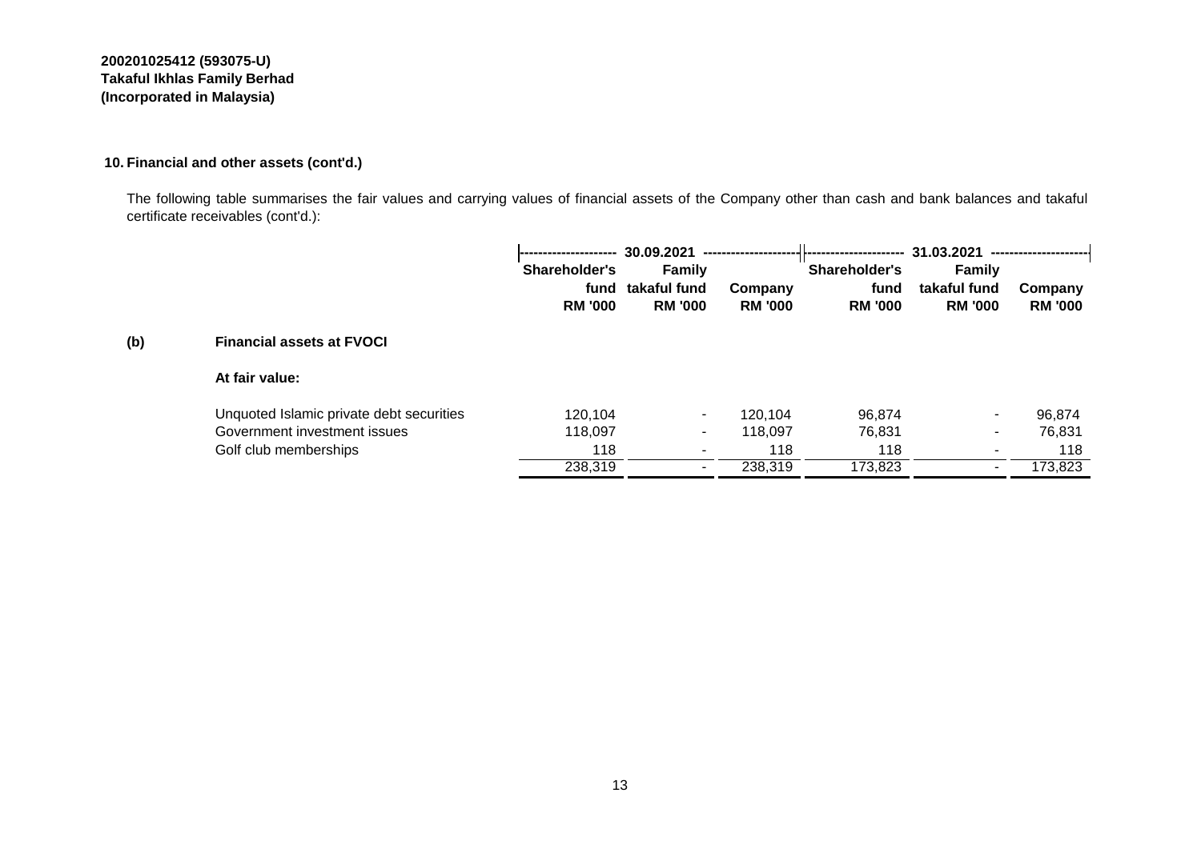**200201025412 (593075-U)**
**Takaful Ikhlas Family Berhad**
**(Incorporated in Malaysia)**

## 10. Financial and other assets (cont'd.)

The following table summarises the fair values and carrying values of financial assets of the Company other than cash and bank balances and takaful certificate receivables (cont'd.):

| | | 30.09.2021 | | | 31.03.2021 | | |
|---|---|---|---|---|---|---|---|
| | | Shareholder's fund RM '000 | Family takaful fund RM '000 | Company RM '000 | Shareholder's fund RM '000 | Family takaful fund RM '000 | Company RM '000 |
| **(b)** | **Financial assets at FVOCI** | | | | | | |
| | **At fair value:** | | | | | | |
| | Unquoted Islamic private debt securities | 120,104 | - | 120,104 | 96,874 | - | 96,874 |
| | Government investment issues | 118,097 | - | 118,097 | 76,831 | - | 76,831 |
| | Golf club memberships | 118 | - | 118 | 118 | - | 118 |
| | | 238,319 | - | 238,319 | 173,823 | - | 173,823 |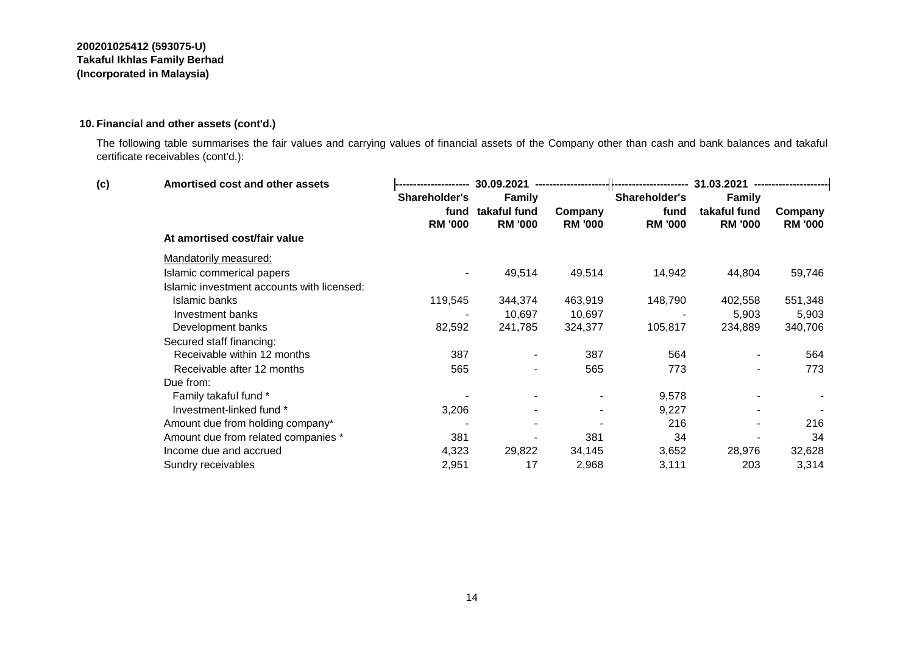**200201025412 (593075-U)**
**Takaful Ikhlas Family Berhad**
**(Incorporated in Malaysia)**

## 10. Financial and other assets (cont'd.)

The following table summarises the fair values and carrying values of financial assets of the Company other than cash and bank balances and takaful certificate receivables (cont'd.):

**(c) Amortised cost and other assets**

| | 30.09.2021 | | | 31.03.2021 | | |
|---|---|---|---|---|---|---|
| | Shareholder's fund RM '000 | Family takaful fund RM '000 | Company RM '000 | Shareholder's fund RM '000 | Family takaful fund RM '000 | Company RM '000 |
| **At amortised cost/fair value** | | | | | | |
| Mandatorily measured: | | | | | | |
| Islamic commerical papers | - | 49,514 | 49,514 | 14,942 | 44,804 | 59,746 |
| Islamic investment accounts with licensed: | | | | | | |
| Islamic banks | 119,545 | 344,374 | 463,919 | 148,790 | 402,558 | 551,348 |
| Investment banks | - | 10,697 | 10,697 | - | 5,903 | 5,903 |
| Development banks | 82,592 | 241,785 | 324,377 | 105,817 | 234,889 | 340,706 |
| Secured staff financing: | | | | | | |
| Receivable within 12 months | 387 | - | 387 | 564 | - | 564 |
| Receivable after 12 months | 565 | - | 565 | 773 | - | 773 |
| Due from: | | | | | | |
| Family takaful fund * | - | - | - | 9,578 | - | - |
| Investment-linked fund * | 3,206 | - | - | 9,227 | - | - |
| Amount due from holding company* | - | - | - | 216 | - | 216 |
| Amount due from related companies * | 381 | - | 381 | 34 | - | 34 |
| Income due and accrued | 4,323 | 29,822 | 34,145 | 3,652 | 28,976 | 32,628 |
| Sundry receivables | 2,951 | 17 | 2,968 | 3,111 | 203 | 3,314 |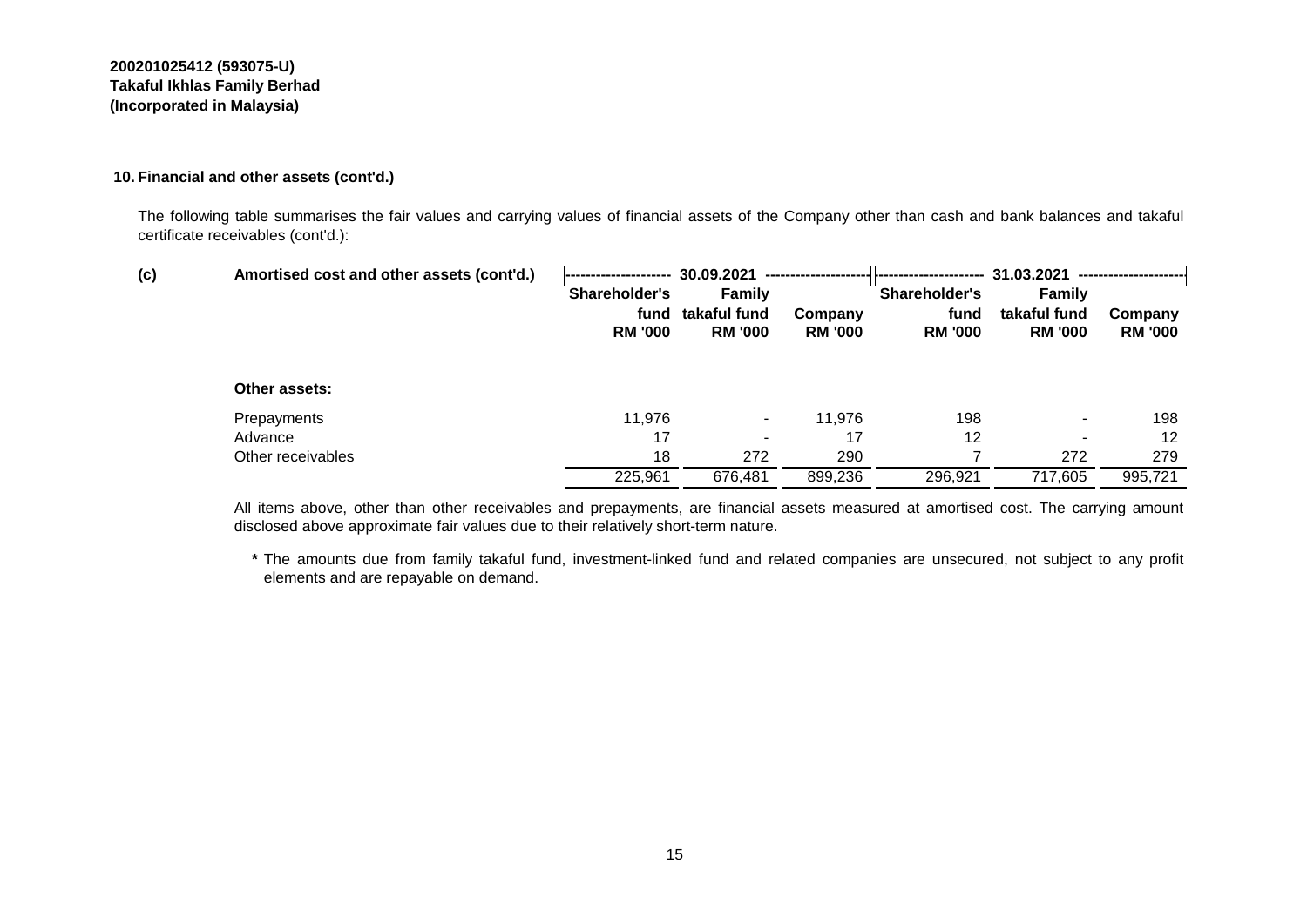200201025412 (593075-U)
**Takaful Ikhlas Family Berhad**
**(Incorporated in Malaysia)**

### 10. Financial and other assets (cont'd.)

The following table summarises the fair values and carrying values of financial assets of the Company other than cash and bank balances and takaful certificate receivables (cont'd.):

| (c) Amortised cost and other assets (cont'd.) | 30.09.2021 | | | 31.03.2021 | | |
|---|---|---|---|---|---|---|
| | Shareholder's fund RM '000 | Family takaful fund RM '000 | Company RM '000 | Shareholder's fund RM '000 | Family takaful fund RM '000 | Company RM '000 |
| **Other assets:** | | | | | | |
| Prepayments | 11,976 | - | 11,976 | 198 | - | 198 |
| Advance | 17 | - | 17 | 12 | - | 12 |
| Other receivables | 18 | 272 | 290 | 7 | 272 | 279 |
| | 225,961 | 676,481 | 899,236 | 296,921 | 717,605 | 995,721 |

All items above, other than other receivables and prepayments, are financial assets measured at amortised cost. The carrying amount disclosed above approximate fair values due to their relatively short-term nature.

**\*** The amounts due from family takaful fund, investment-linked fund and related companies are unsecured, not subject to any profit elements and are repayable on demand.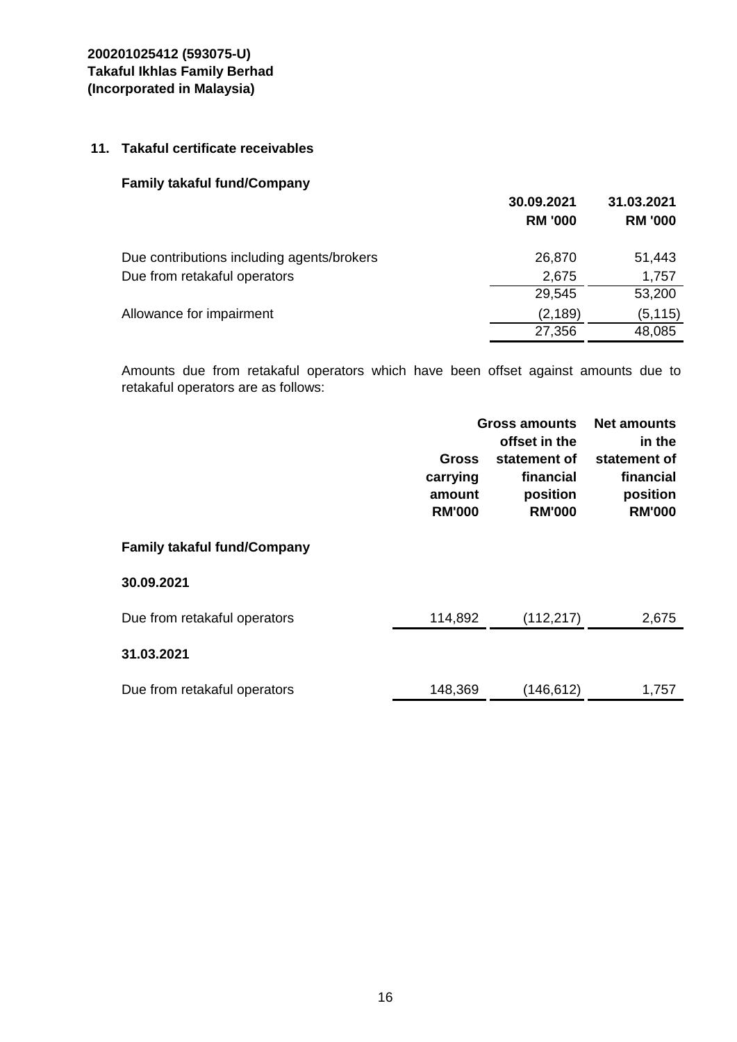**200201025412 (593075-U)**
**Takaful Ikhlas Family Berhad**
**(Incorporated in Malaysia)**

## 11. Takaful certificate receivables

### Family takaful fund/Company

| | 30.09.2021 RM '000 | 31.03.2021 RM '000 |
|---|---|---|
| Due contributions including agents/brokers | 26,870 | 51,443 |
| Due from retakaful operators | 2,675 | 1,757 |
| | 29,545 | 53,200 |
| Allowance for impairment | (2,189) | (5,115) |
| | 27,356 | 48,085 |

Amounts due from retakaful operators which have been offset against amounts due to retakaful operators are as follows:

| | Gross carrying amount RM'000 | Gross amounts offset in the statement of financial position RM'000 | Net amounts in the statement of financial position RM'000 |
|---|---|---|---|
| **Family takaful fund/Company** | | | |
| **30.09.2021** | | | |
| Due from retakaful operators | 114,892 | (112,217) | 2,675 |
| **31.03.2021** | | | |
| Due from retakaful operators | 148,369 | (146,612) | 1,757 |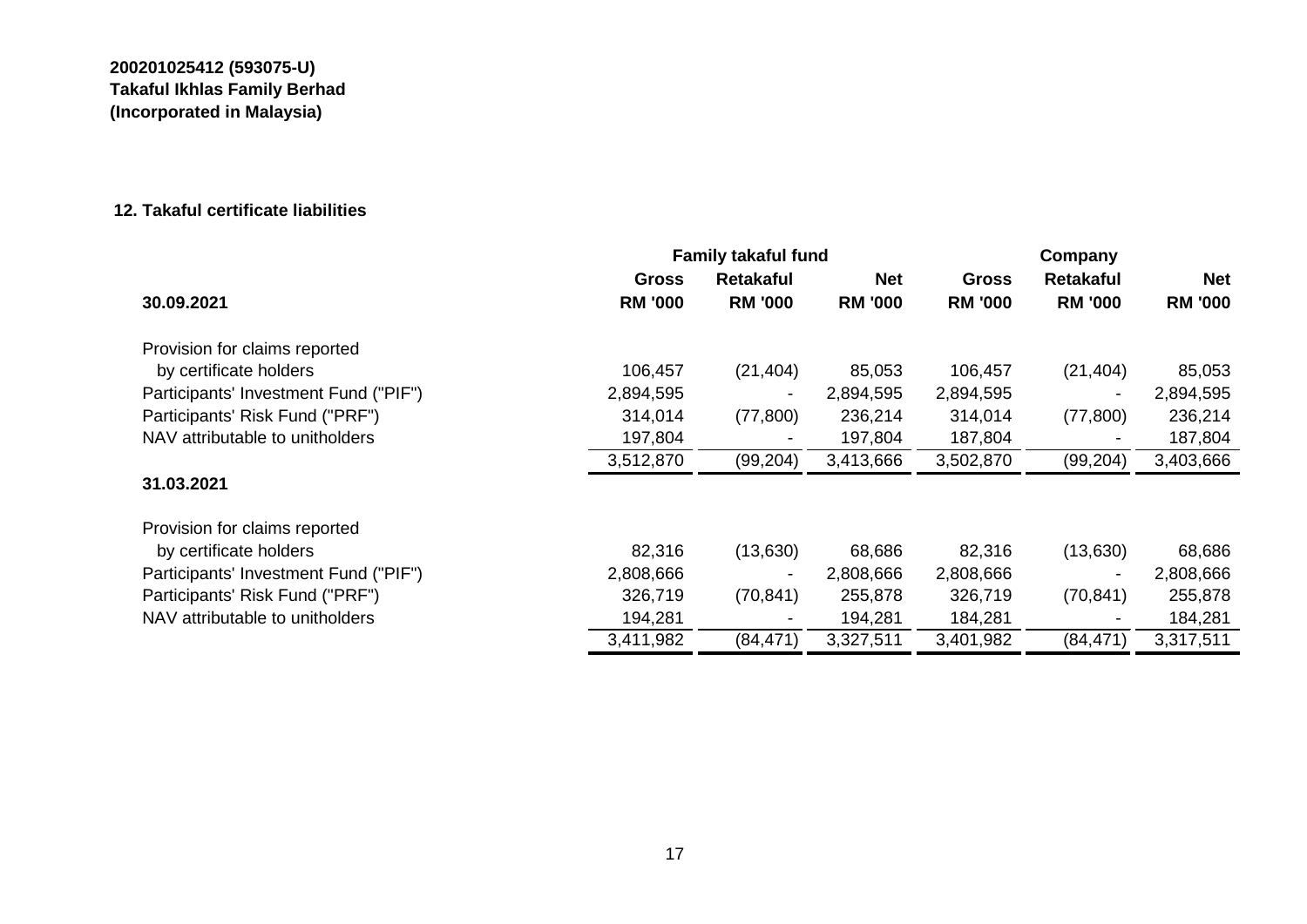**200201025412 (593075-U)**
**Takaful Ikhlas Family Berhad**
**(Incorporated in Malaysia)**

### 12. Takaful certificate liabilities

| | Family takaful fund | | | Company | | |
|---|---|---|---|---|---|---|
| | **Gross** | **Retakaful** | **Net** | **Gross** | **Retakaful** | **Net** |
| **30.09.2021** | **RM '000** | **RM '000** | **RM '000** | **RM '000** | **RM '000** | **RM '000** |
| Provision for claims reported by certificate holders | 106,457 | (21,404) | 85,053 | 106,457 | (21,404) | 85,053 |
| Participants' Investment Fund ("PIF") | 2,894,595 | - | 2,894,595 | 2,894,595 | - | 2,894,595 |
| Participants' Risk Fund ("PRF") | 314,014 | (77,800) | 236,214 | 314,014 | (77,800) | 236,214 |
| NAV attributable to unitholders | 197,804 | - | 197,804 | 187,804 | - | 187,804 |
| | 3,512,870 | (99,204) | 3,413,666 | 3,502,870 | (99,204) | 3,403,666 |
| **31.03.2021** | | | | | | |
| Provision for claims reported by certificate holders | 82,316 | (13,630) | 68,686 | 82,316 | (13,630) | 68,686 |
| Participants' Investment Fund ("PIF") | 2,808,666 | - | 2,808,666 | 2,808,666 | - | 2,808,666 |
| Participants' Risk Fund ("PRF") | 326,719 | (70,841) | 255,878 | 326,719 | (70,841) | 255,878 |
| NAV attributable to unitholders | 194,281 | - | 194,281 | 184,281 | - | 184,281 |
| | 3,411,982 | (84,471) | 3,327,511 | 3,401,982 | (84,471) | 3,317,511 |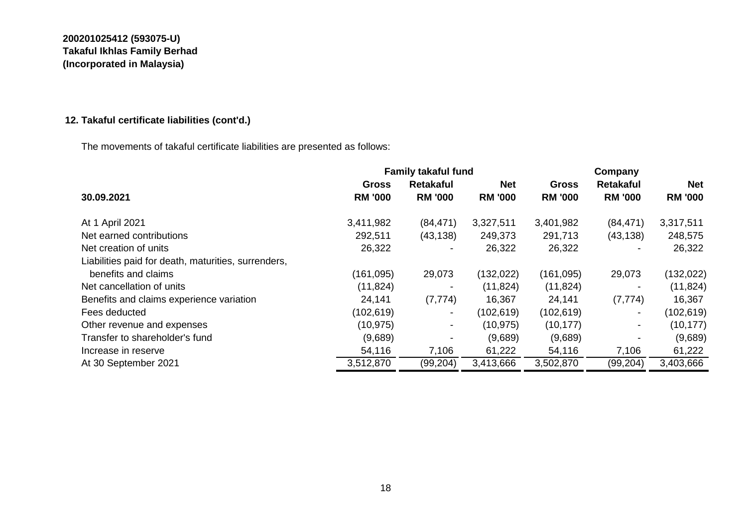**200201025412 (593075-U)**
**Takaful Ikhlas Family Berhad**
**(Incorporated in Malaysia)**

## 12. Takaful certificate liabilities (cont'd.)

The movements of takaful certificate liabilities are presented as follows:

| | Family takaful fund | | | Company | | |
|---|---|---|---|---|---|---|
| | **Gross** | **Retakaful** | **Net** | **Gross** | **Retakaful** | **Net** |
| **30.09.2021** | **RM '000** | **RM '000** | **RM '000** | **RM '000** | **RM '000** | **RM '000** |
| At 1 April 2021 | 3,411,982 | (84,471) | 3,327,511 | 3,401,982 | (84,471) | 3,317,511 |
| Net earned contributions | 292,511 | (43,138) | 249,373 | 291,713 | (43,138) | 248,575 |
| Net creation of units | 26,322 | - | 26,322 | 26,322 | - | 26,322 |
| Liabilities paid for death, maturities, surrenders, benefits and claims | (161,095) | 29,073 | (132,022) | (161,095) | 29,073 | (132,022) |
| Net cancellation of units | (11,824) | - | (11,824) | (11,824) | - | (11,824) |
| Benefits and claims experience variation | 24,141 | (7,774) | 16,367 | 24,141 | (7,774) | 16,367 |
| Fees deducted | (102,619) | - | (102,619) | (102,619) | - | (102,619) |
| Other revenue and expenses | (10,975) | - | (10,975) | (10,177) | - | (10,177) |
| Transfer to shareholder's fund | (9,689) | - | (9,689) | (9,689) | - | (9,689) |
| Increase in reserve | 54,116 | 7,106 | 61,222 | 54,116 | 7,106 | 61,222 |
| At 30 September 2021 | 3,512,870 | (99,204) | 3,413,666 | 3,502,870 | (99,204) | 3,403,666 |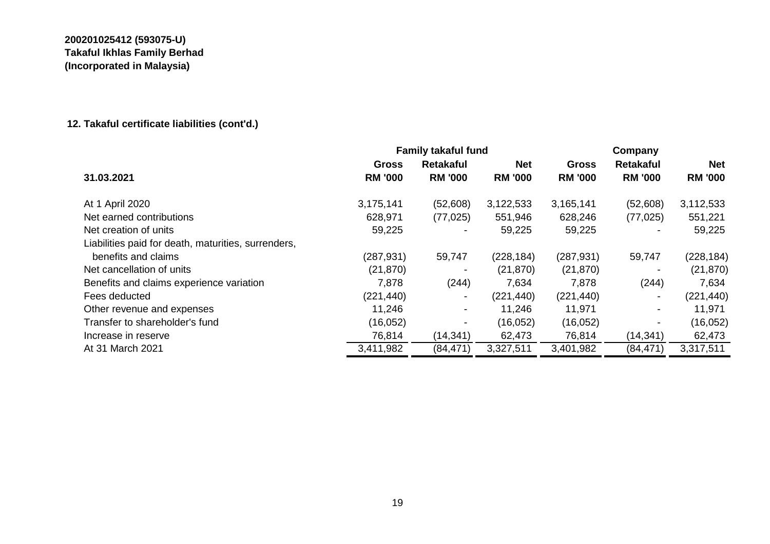**200201025412 (593075-U)**
**Takaful Ikhlas Family Berhad**
**(Incorporated in Malaysia)**

### 12. Takaful certificate liabilities (cont'd.)

| | Family takaful fund | | | Company | | |
|---|---|---|---|---|---|---|
| | **Gross** | **Retakaful** | **Net** | **Gross** | **Retakaful** | **Net** |
| **31.03.2021** | **RM '000** | **RM '000** | **RM '000** | **RM '000** | **RM '000** | **RM '000** |
| At 1 April 2020 | 3,175,141 | (52,608) | 3,122,533 | 3,165,141 | (52,608) | 3,112,533 |
| Net earned contributions | 628,971 | (77,025) | 551,946 | 628,246 | (77,025) | 551,221 |
| Net creation of units | 59,225 | - | 59,225 | 59,225 | - | 59,225 |
| Liabilities paid for death, maturities, surrenders, benefits and claims | (287,931) | 59,747 | (228,184) | (287,931) | 59,747 | (228,184) |
| Net cancellation of units | (21,870) | - | (21,870) | (21,870) | - | (21,870) |
| Benefits and claims experience variation | 7,878 | (244) | 7,634 | 7,878 | (244) | 7,634 |
| Fees deducted | (221,440) | - | (221,440) | (221,440) | - | (221,440) |
| Other revenue and expenses | 11,246 | - | 11,246 | 11,971 | - | 11,971 |
| Transfer to shareholder's fund | (16,052) | - | (16,052) | (16,052) | - | (16,052) |
| Increase in reserve | 76,814 | (14,341) | 62,473 | 76,814 | (14,341) | 62,473 |
| At 31 March 2021 | 3,411,982 | (84,471) | 3,327,511 | 3,401,982 | (84,471) | 3,317,511 |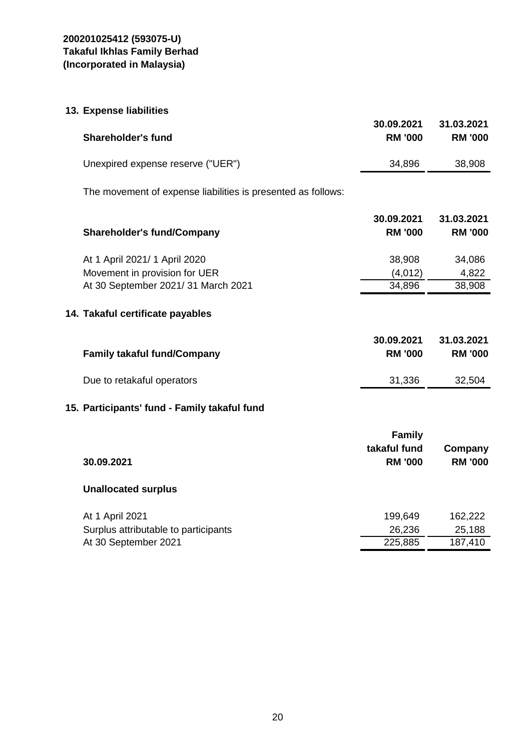**200201025412 (593075-U)**
**Takaful Ikhlas Family Berhad**
**(Incorporated in Malaysia)**

## 13. Expense liabilities

| **Shareholder's fund** | **30.09.2021 RM '000** | **31.03.2021 RM '000** |
|---|---|---|
| Unexpired expense reserve ("UER") | 34,896 | 38,908 |

The movement of expense liabilities is presented as follows:

| **Shareholder's fund/Company** | **30.09.2021 RM '000** | **31.03.2021 RM '000** |
|---|---|---|
| At 1 April 2021/ 1 April 2020 | 38,908 | 34,086 |
| Movement in provision for UER | (4,012) | 4,822 |
| At 30 September 2021/ 31 March 2021 | 34,896 | 38,908 |

## 14. Takaful certificate payables

| **Family takaful fund/Company** | **30.09.2021 RM '000** | **31.03.2021 RM '000** |
|---|---|---|
| Due to retakaful operators | 31,336 | 32,504 |

## 15. Participants' fund - Family takaful fund

| **30.09.2021** | **Family takaful fund RM '000** | **Company RM '000** |
|---|---|---|
| **Unallocated surplus** | | |
| At 1 April 2021 | 199,649 | 162,222 |
| Surplus attributable to participants | 26,236 | 25,188 |
| At 30 September 2021 | 225,885 | 187,410 |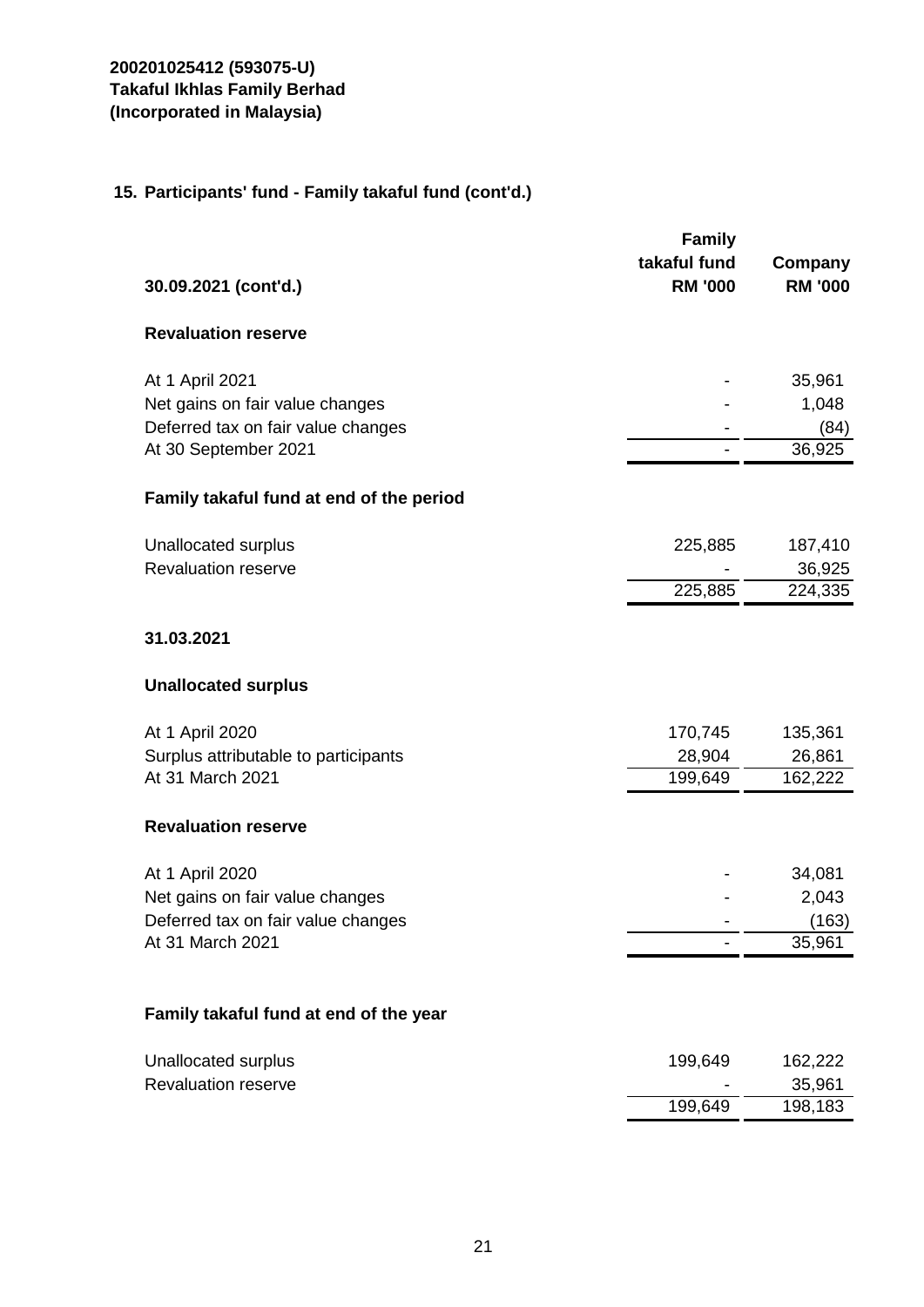**200201025412 (593075-U)**
**Takaful Ikhlas Family Berhad**
**(Incorporated in Malaysia)**

## 15. Participants' fund - Family takaful fund (cont'd.)

| 30.09.2021 (cont'd.) | Family takaful fund RM '000 | Company RM '000 |
|---|---|---|
| **Revaluation reserve** | | |
| At 1 April 2021 | - | 35,961 |
| Net gains on fair value changes | - | 1,048 |
| Deferred tax on fair value changes | - | (84) |
| At 30 September 2021 | - | 36,925 |
| **Family takaful fund at end of the period** | | |
| Unallocated surplus | 225,885 | 187,410 |
| Revaluation reserve | - | 36,925 |
| | 225,885 | 224,335 |
| **31.03.2021** | | |
| **Unallocated surplus** | | |
| At 1 April 2020 | 170,745 | 135,361 |
| Surplus attributable to participants | 28,904 | 26,861 |
| At 31 March 2021 | 199,649 | 162,222 |
| **Revaluation reserve** | | |
| At 1 April 2020 | - | 34,081 |
| Net gains on fair value changes | - | 2,043 |
| Deferred tax on fair value changes | - | (163) |
| At 31 March 2021 | - | 35,961 |
| **Family takaful fund at end of the year** | | |
| Unallocated surplus | 199,649 | 162,222 |
| Revaluation reserve | - | 35,961 |
| | 199,649 | 198,183 |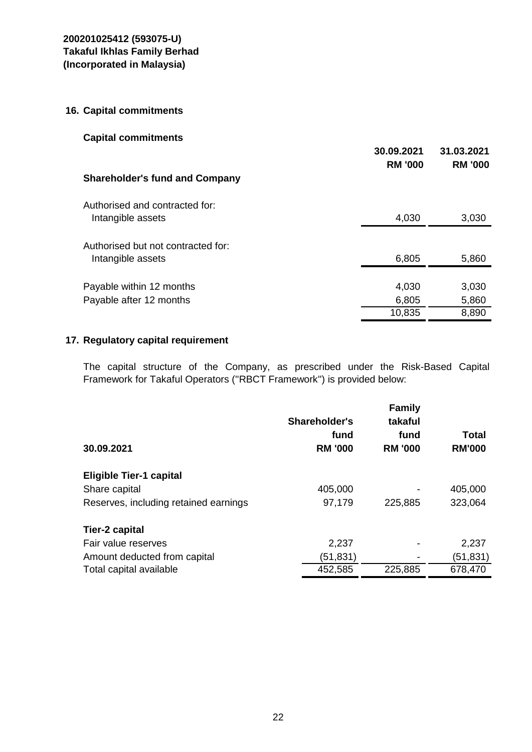200201025412 (593075-U)
**Takaful Ikhlas Family Berhad**
**(Incorporated in Malaysia)**

## 16. Capital commitments

### Capital commitments

| | 30.09.2021 RM '000 | 31.03.2021 RM '000 |
|---|---|---|
| **Shareholder's fund and Company** | | |
| Authorised and contracted for: | | |
| Intangible assets | 4,030 | 3,030 |
| Authorised but not contracted for: | | |
| Intangible assets | 6,805 | 5,860 |
| Payable within 12 months | 4,030 | 3,030 |
| Payable after 12 months | 6,805 | 5,860 |
| | 10,835 | 8,890 |

## 17. Regulatory capital requirement

The capital structure of the Company, as prescribed under the Risk-Based Capital Framework for Takaful Operators ("RBCT Framework") is provided below:

| 30.09.2021 | Shareholder's fund RM '000 | Family takaful fund RM '000 | Total RM'000 |
|---|---|---|---|
| **Eligible Tier-1 capital** | | | |
| Share capital | 405,000 | - | 405,000 |
| Reserves, including retained earnings | 97,179 | 225,885 | 323,064 |
| **Tier-2 capital** | | | |
| Fair value reserves | 2,237 | - | 2,237 |
| Amount deducted from capital | (51,831) | - | (51,831) |
| Total capital available | 452,585 | 225,885 | 678,470 |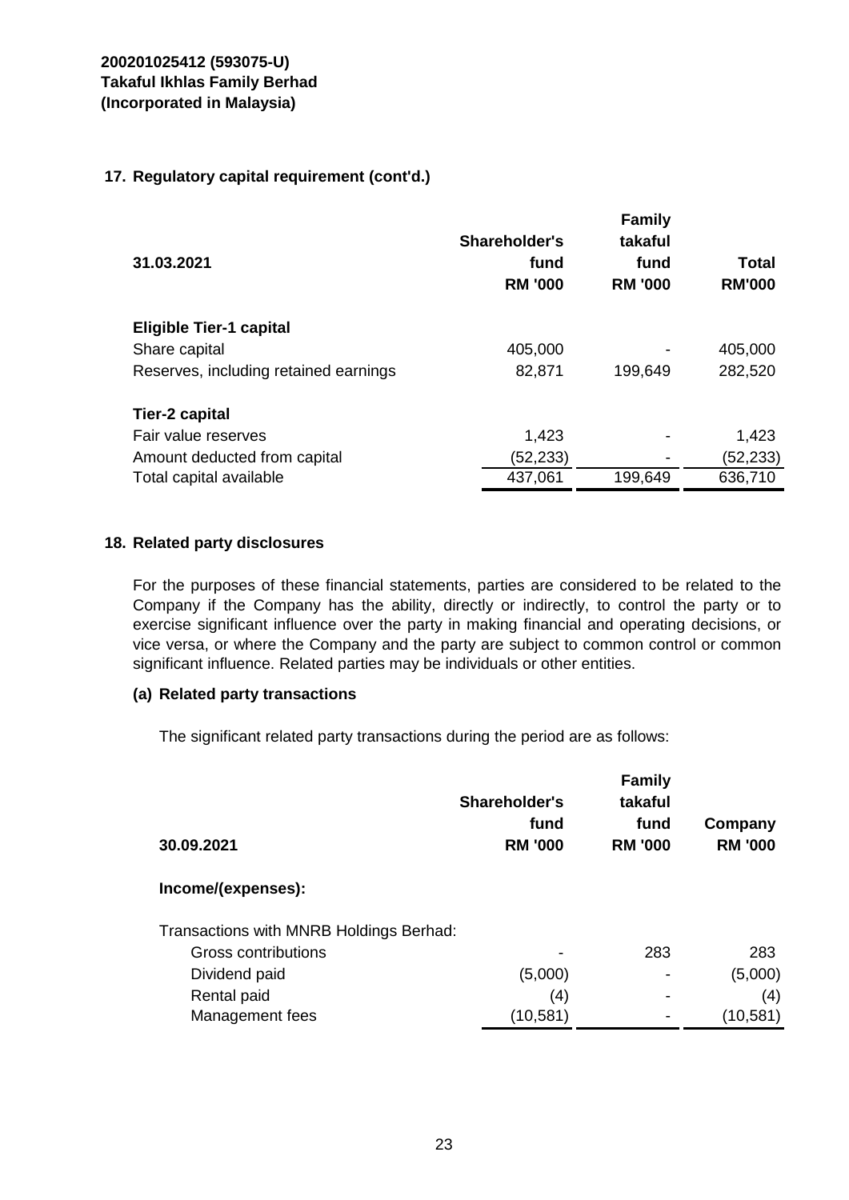**200201025412 (593075-U)**
**Takaful Ikhlas Family Berhad**
**(Incorporated in Malaysia)**

## 17. Regulatory capital requirement (cont'd.)

| 31.03.2021 | Shareholder's fund RM '000 | Family takaful fund RM '000 | Total RM'000 |
|---|---|---|---|
| **Eligible Tier-1 capital** | | | |
| Share capital | 405,000 | - | 405,000 |
| Reserves, including retained earnings | 82,871 | 199,649 | 282,520 |
| **Tier-2 capital** | | | |
| Fair value reserves | 1,423 | - | 1,423 |
| Amount deducted from capital | (52,233) | - | (52,233) |
| Total capital available | 437,061 | 199,649 | 636,710 |

## 18. Related party disclosures

For the purposes of these financial statements, parties are considered to be related to the Company if the Company has the ability, directly or indirectly, to control the party or to exercise significant influence over the party in making financial and operating decisions, or vice versa, or where the Company and the party are subject to common control or common significant influence. Related parties may be individuals or other entities.

### (a) Related party transactions

The significant related party transactions during the period are as follows:

| 30.09.2021 | Shareholder's fund RM '000 | Family takaful fund RM '000 | Company RM '000 |
|---|---|---|---|
| **Income/(expenses):** | | | |
| Transactions with MNRB Holdings Berhad: | | | |
| Gross contributions | - | 283 | 283 |
| Dividend paid | (5,000) | - | (5,000) |
| Rental paid | (4) | - | (4) |
| Management fees | (10,581) | - | (10,581) |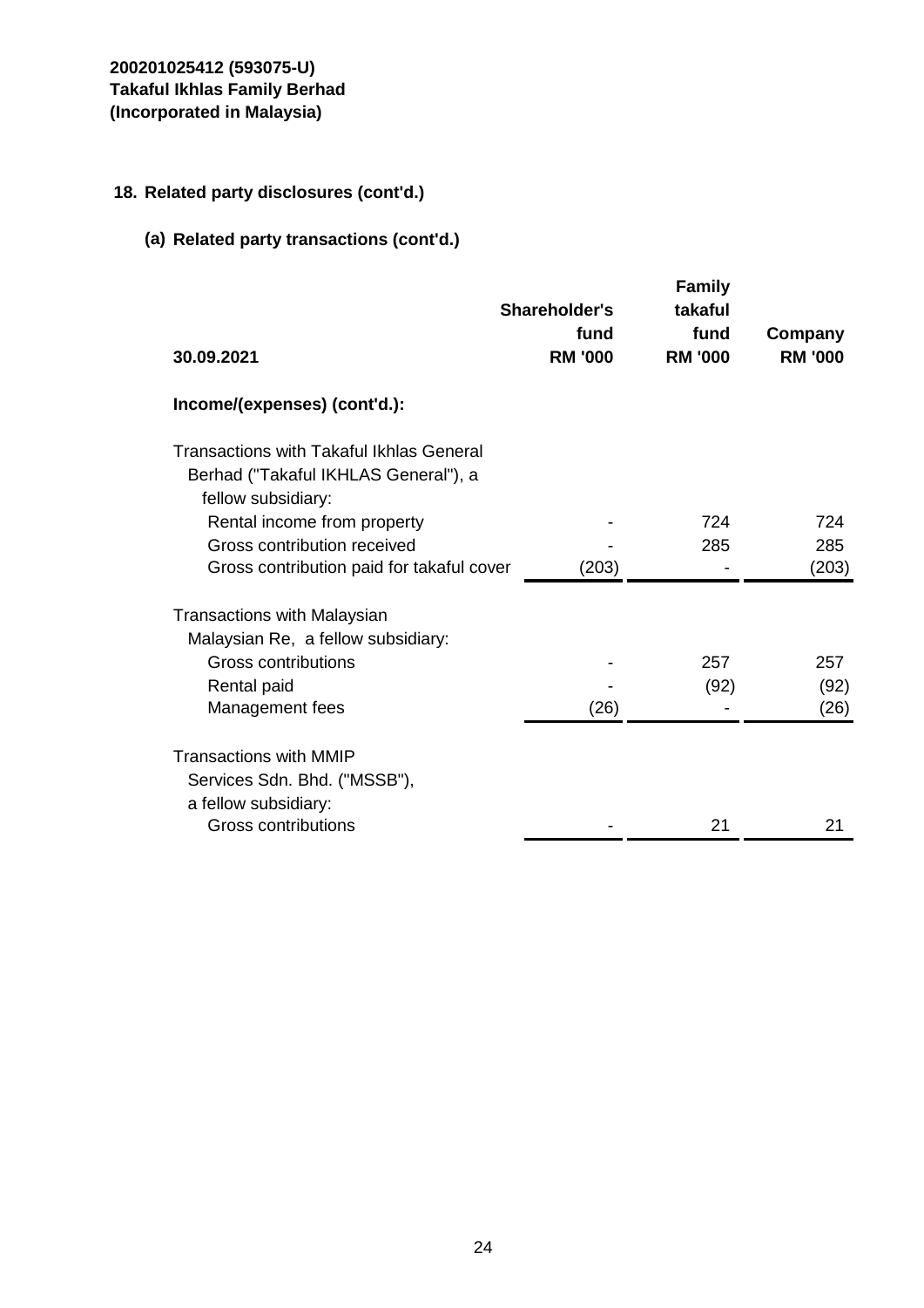**200201025412 (593075-U)**
**Takaful Ikhlas Family Berhad**
**(Incorporated in Malaysia)**

## 18. Related party disclosures (cont'd.)

### (a) Related party transactions (cont'd.)

| 30.09.2021 | Shareholder's fund RM '000 | Family takaful fund RM '000 | Company RM '000 |
|---|---|---|---|
| **Income/(expenses) (cont'd.):** | | | |
| Transactions with Takaful Ikhlas General Berhad ("Takaful IKHLAS General"), a fellow subsidiary: | | | |
| Rental income from property | - | 724 | 724 |
| Gross contribution received | - | 285 | 285 |
| Gross contribution paid for takaful cover | (203) | - | (203) |
| Transactions with Malaysian Malaysian Re, a fellow subsidiary: | | | |
| Gross contributions | - | 257 | 257 |
| Rental paid | - | (92) | (92) |
| Management fees | (26) | - | (26) |
| Transactions with MMIP Services Sdn. Bhd. ("MSSB"), a fellow subsidiary: | | | |
| Gross contributions | - | 21 | 21 |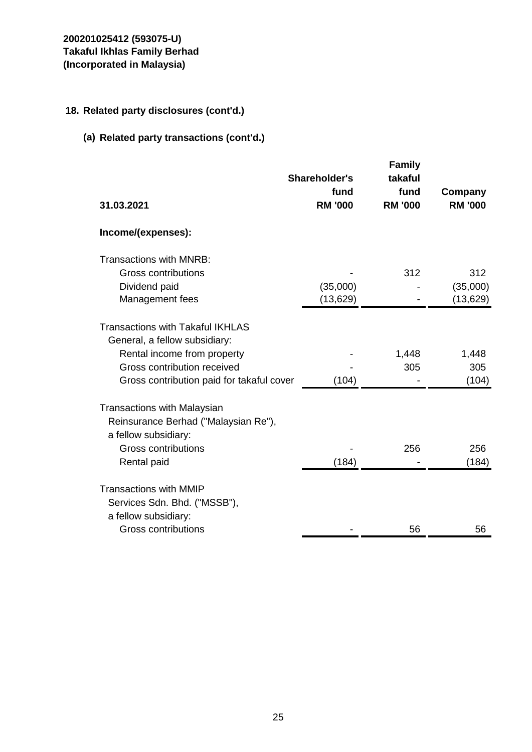200201025412 (593075-U)
**Takaful Ikhlas Family Berhad**
**(Incorporated in Malaysia)**

## 18. Related party disclosures (cont'd.)

### (a) Related party transactions (cont'd.)

| 31.03.2021 | Shareholder's fund RM '000 | Family takaful fund RM '000 | Company RM '000 |
|---|---|---|---|
| **Income/(expenses):** | | | |
| Transactions with MNRB: | | | |
| Gross contributions | - | 312 | 312 |
| Dividend paid | (35,000) | - | (35,000) |
| Management fees | (13,629) | - | (13,629) |
| Transactions with Takaful IKHLAS General, a fellow subsidiary: | | | |
| Rental income from property | - | 1,448 | 1,448 |
| Gross contribution received | - | 305 | 305 |
| Gross contribution paid for takaful cover | (104) | - | (104) |
| Transactions with Malaysian Reinsurance Berhad ("Malaysian Re"), a fellow subsidiary: | | | |
| Gross contributions | - | 256 | 256 |
| Rental paid | (184) | - | (184) |
| Transactions with MMIP Services Sdn. Bhd. ("MSSB"), a fellow subsidiary: | | | |
| Gross contributions | - | 56 | 56 |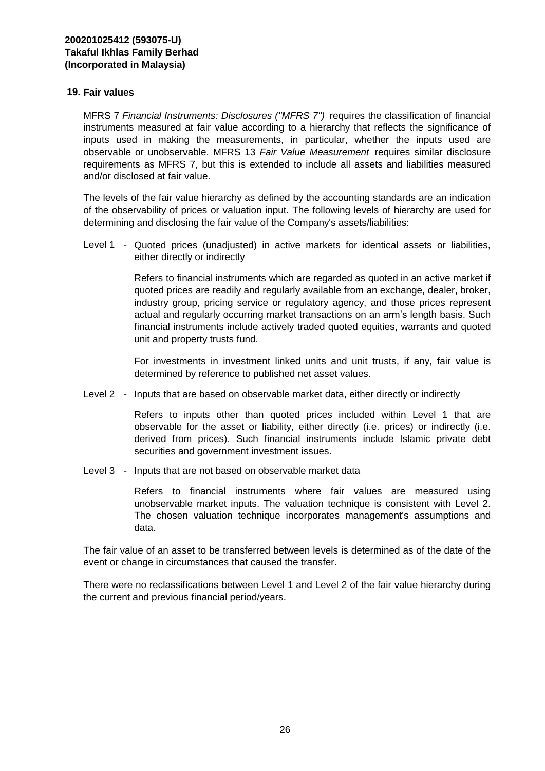# 200201025412 (593075-U)
# Takaful Ikhlas Family Berhad
# (Incorporated in Malaysia)

## 19. Fair values

MFRS 7 *Financial Instruments: Disclosures ("MFRS 7")* requires the classification of financial instruments measured at fair value according to a hierarchy that reflects the significance of inputs used in making the measurements, in particular, whether the inputs used are observable or unobservable. MFRS 13 *Fair Value Measurement* requires similar disclosure requirements as MFRS 7, but this is extended to include all assets and liabilities measured and/or disclosed at fair value.

The levels of the fair value hierarchy as defined by the accounting standards are an indication of the observability of prices or valuation input. The following levels of hierarchy are used for determining and disclosing the fair value of the Company's assets/liabilities:

Level 1 - Quoted prices (unadjusted) in active markets for identical assets or liabilities, either directly or indirectly

Refers to financial instruments which are regarded as quoted in an active market if quoted prices are readily and regularly available from an exchange, dealer, broker, industry group, pricing service or regulatory agency, and those prices represent actual and regularly occurring market transactions on an arm's length basis. Such financial instruments include actively traded quoted equities, warrants and quoted unit and property trusts fund.

For investments in investment linked units and unit trusts, if any, fair value is determined by reference to published net asset values.

Level 2 - Inputs that are based on observable market data, either directly or indirectly

Refers to inputs other than quoted prices included within Level 1 that are observable for the asset or liability, either directly (i.e. prices) or indirectly (i.e. derived from prices). Such financial instruments include Islamic private debt securities and government investment issues.

Level 3 - Inputs that are not based on observable market data

Refers to financial instruments where fair values are measured using unobservable market inputs. The valuation technique is consistent with Level 2. The chosen valuation technique incorporates management's assumptions and data.

The fair value of an asset to be transferred between levels is determined as of the date of the event or change in circumstances that caused the transfer.

There were no reclassifications between Level 1 and Level 2 of the fair value hierarchy during the current and previous financial period/years.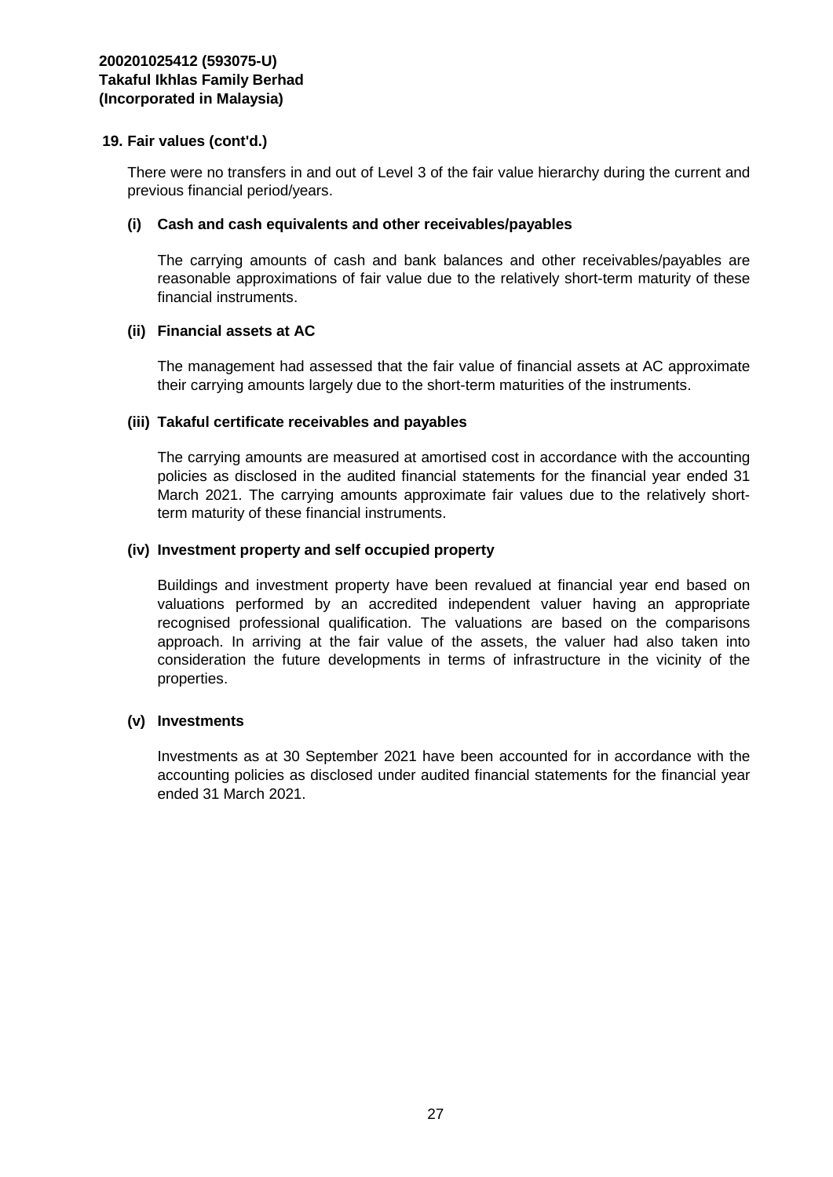## 19. Fair values (cont'd.)

There were no transfers in and out of Level 3 of the fair value hierarchy during the current and previous financial period/years.

### (i) Cash and cash equivalents and other receivables/payables

The carrying amounts of cash and bank balances and other receivables/payables are reasonable approximations of fair value due to the relatively short-term maturity of these financial instruments.

### (ii) Financial assets at AC

The management had assessed that the fair value of financial assets at AC approximate their carrying amounts largely due to the short-term maturities of the instruments.

### (iii) Takaful certificate receivables and payables

The carrying amounts are measured at amortised cost in accordance with the accounting policies as disclosed in the audited financial statements for the financial year ended 31 March 2021. The carrying amounts approximate fair values due to the relatively short-term maturity of these financial instruments.

### (iv) Investment property and self occupied property

Buildings and investment property have been revalued at financial year end based on valuations performed by an accredited independent valuer having an appropriate recognised professional qualification. The valuations are based on the comparisons approach. In arriving at the fair value of the assets, the valuer had also taken into consideration the future developments in terms of infrastructure in the vicinity of the properties.

### (v) Investments

Investments as at 30 September 2021 have been accounted for in accordance with the accounting policies as disclosed under audited financial statements for the financial year ended 31 March 2021.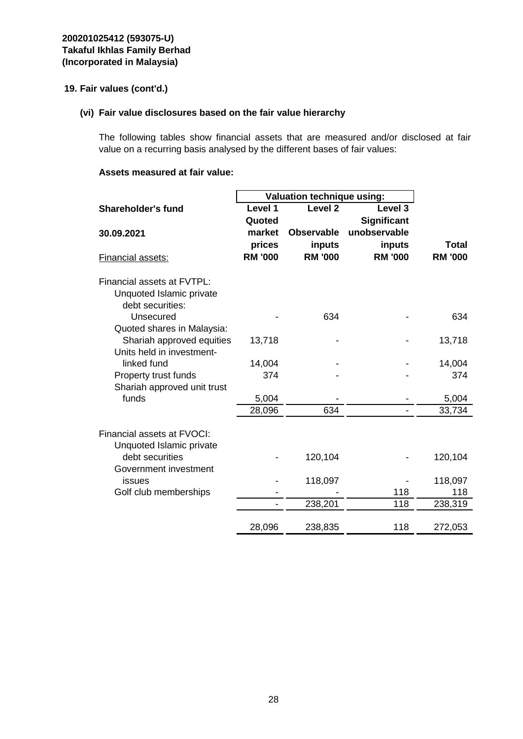**200201025412 (593075-U)**
**Takaful Ikhlas Family Berhad**
**(Incorporated in Malaysia)**

## 19. Fair values (cont'd.)

### (vi) Fair value disclosures based on the fair value hierarchy

The following tables show financial assets that are measured and/or disclosed at fair value on a recurring basis analysed by the different bases of fair values:

**Assets measured at fair value:**

| | Valuation technique using: | | | |
|---|---|---|---|---|
| **Shareholder's fund** | **Level 1** | **Level 2** | **Level 3** | |
| **30.09.2021** | **Quoted market prices** | **Observable inputs** | **Significant unobservable inputs** | **Total** |
| Financial assets: | **RM '000** | **RM '000** | **RM '000** | **RM '000** |
| Financial assets at FVTPL: | | | | |
| Unquoted Islamic private debt securities: | | | | |
| Unsecured | - | 634 | - | 634 |
| Quoted shares in Malaysia: | | | | |
| Shariah approved equities | 13,718 | - | - | 13,718 |
| Units held in investment-linked fund | 14,004 | - | - | 14,004 |
| Property trust funds | 374 | - | - | 374 |
| Shariah approved unit trust funds | 5,004 | - | - | 5,004 |
| | 28,096 | 634 | - | 33,734 |
| Financial assets at FVOCI: | | | | |
| Unquoted Islamic private debt securities | - | 120,104 | - | 120,104 |
| Government investment issues | - | 118,097 | - | 118,097 |
| Golf club memberships | - | - | 118 | 118 |
| | - | 238,201 | 118 | 238,319 |
| | 28,096 | 238,835 | 118 | 272,053 |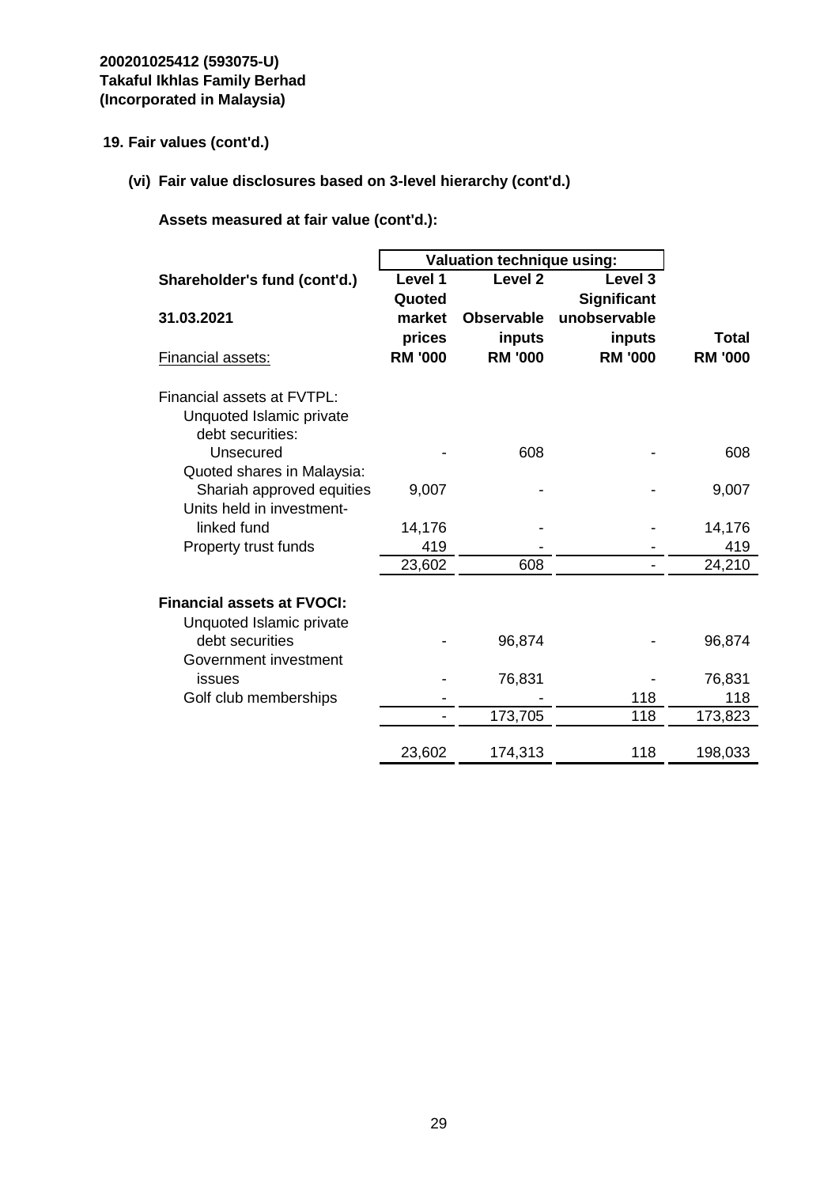**200201025412 (593075-U)**
**Takaful Ikhlas Family Berhad**
**(Incorporated in Malaysia)**

**19. Fair values (cont'd.)**

**(vi) Fair value disclosures based on 3-level hierarchy (cont'd.)**

**Assets measured at fair value (cont'd.):**

| | Valuation technique using: | | | |
|---|---|---|---|---|
| **Shareholder's fund (cont'd.)** | **Level 1** | **Level 2** | **Level 3** | |
| **31.03.2021** | **Quoted market prices** | **Observable inputs** | **Significant unobservable inputs** | **Total** |
| Financial assets: | **RM '000** | **RM '000** | **RM '000** | **RM '000** |
| Financial assets at FVTPL: | | | | |
| Unquoted Islamic private debt securities: | | | | |
| Unsecured | - | 608 | - | 608 |
| Quoted shares in Malaysia: | | | | |
| Shariah approved equities | 9,007 | - | - | 9,007 |
| Units held in investment-linked fund | 14,176 | - | - | 14,176 |
| Property trust funds | 419 | - | - | 419 |
| | 23,602 | 608 | - | 24,210 |
| **Financial assets at FVOCI:** | | | | |
| Unquoted Islamic private debt securities | - | 96,874 | - | 96,874 |
| Government investment issues | - | 76,831 | - | 76,831 |
| Golf club memberships | - | - | 118 | 118 |
| | - | 173,705 | 118 | 173,823 |
| | 23,602 | 174,313 | 118 | 198,033 |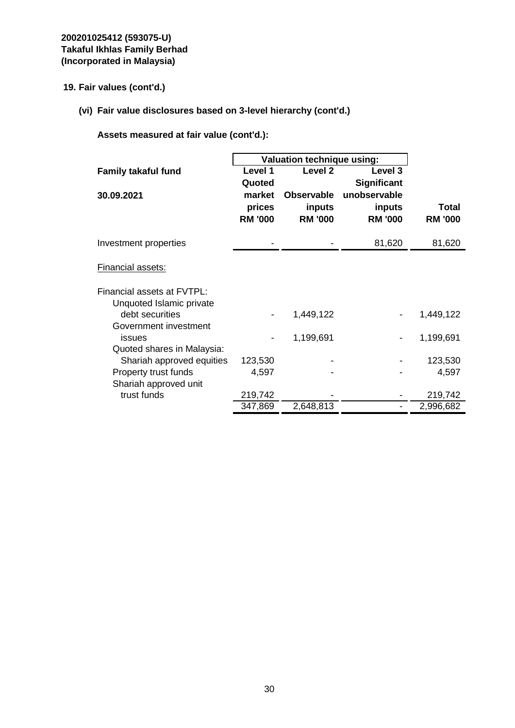**200201025412 (593075-U)**
**Takaful Ikhlas Family Berhad**
**(Incorporated in Malaysia)**

**19. Fair values (cont'd.)**

**(vi) Fair value disclosures based on 3-level hierarchy (cont'd.)**

**Assets measured at fair value (cont'd.):**

| **Family takaful fund** | **Valuation technique using:** | | | |
|---|---|---|---|---|
| **30.09.2021** | **Level 1 Quoted market prices RM '000** | **Level 2 Observable inputs RM '000** | **Level 3 Significant unobservable inputs RM '000** | **Total RM '000** |
| Investment properties | - | - | 81,620 | 81,620 |
| Financial assets: | | | | |
| Financial assets at FVTPL: | | | | |
| Unquoted Islamic private debt securities | - | 1,449,122 | - | 1,449,122 |
| Government investment issues | - | 1,199,691 | - | 1,199,691 |
| Quoted shares in Malaysia: | | | | |
| Shariah approved equities | 123,530 | - | - | 123,530 |
| Property trust funds | 4,597 | - | - | 4,597 |
| Shariah approved unit trust funds | 219,742 | - | - | 219,742 |
| | 347,869 | 2,648,813 | - | 2,996,682 |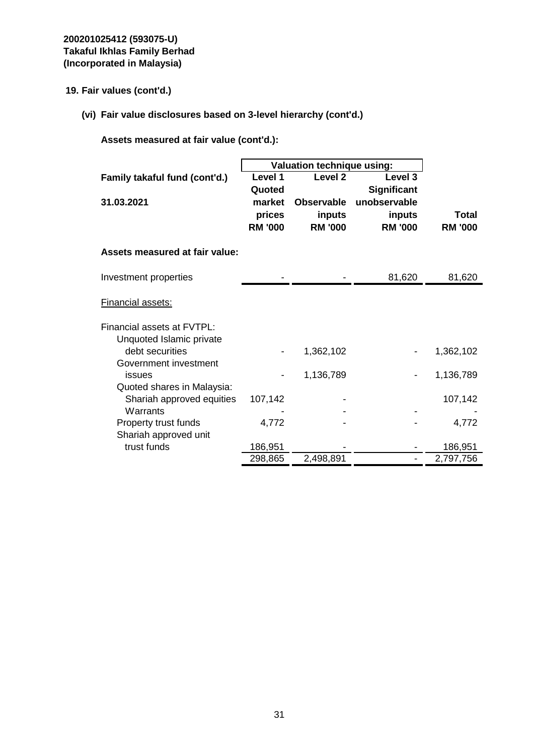**200201025412 (593075-U)**
**Takaful Ikhlas Family Berhad**
**(Incorporated in Malaysia)**

**19. Fair values (cont'd.)**

**(vi) Fair value disclosures based on 3-level hierarchy (cont'd.)**

**Assets measured at fair value (cont'd.):**

| Family takaful fund (cont'd.) | Valuation technique using: | | | |
|---|---|---|---|---|
| **31.03.2021** | **Level 1 Quoted market prices RM '000** | **Level 2 Observable inputs RM '000** | **Level 3 Significant unobservable inputs RM '000** | **Total RM '000** |
| **Assets measured at fair value:** | | | | |
| Investment properties | - | - | 81,620 | 81,620 |
| Financial assets: | | | | |
| Financial assets at FVTPL: | | | | |
| Unquoted Islamic private debt securities | - | 1,362,102 | - | 1,362,102 |
| Government investment issues | - | 1,136,789 | - | 1,136,789 |
| Quoted shares in Malaysia: | | | | |
| Shariah approved equities | 107,142 | - | | 107,142 |
| Warrants | - | - | - | - |
| Property trust funds | 4,772 | - | - | 4,772 |
| Shariah approved unit trust funds | 186,951 | - | - | 186,951 |
| | 298,865 | 2,498,891 | - | 2,797,756 |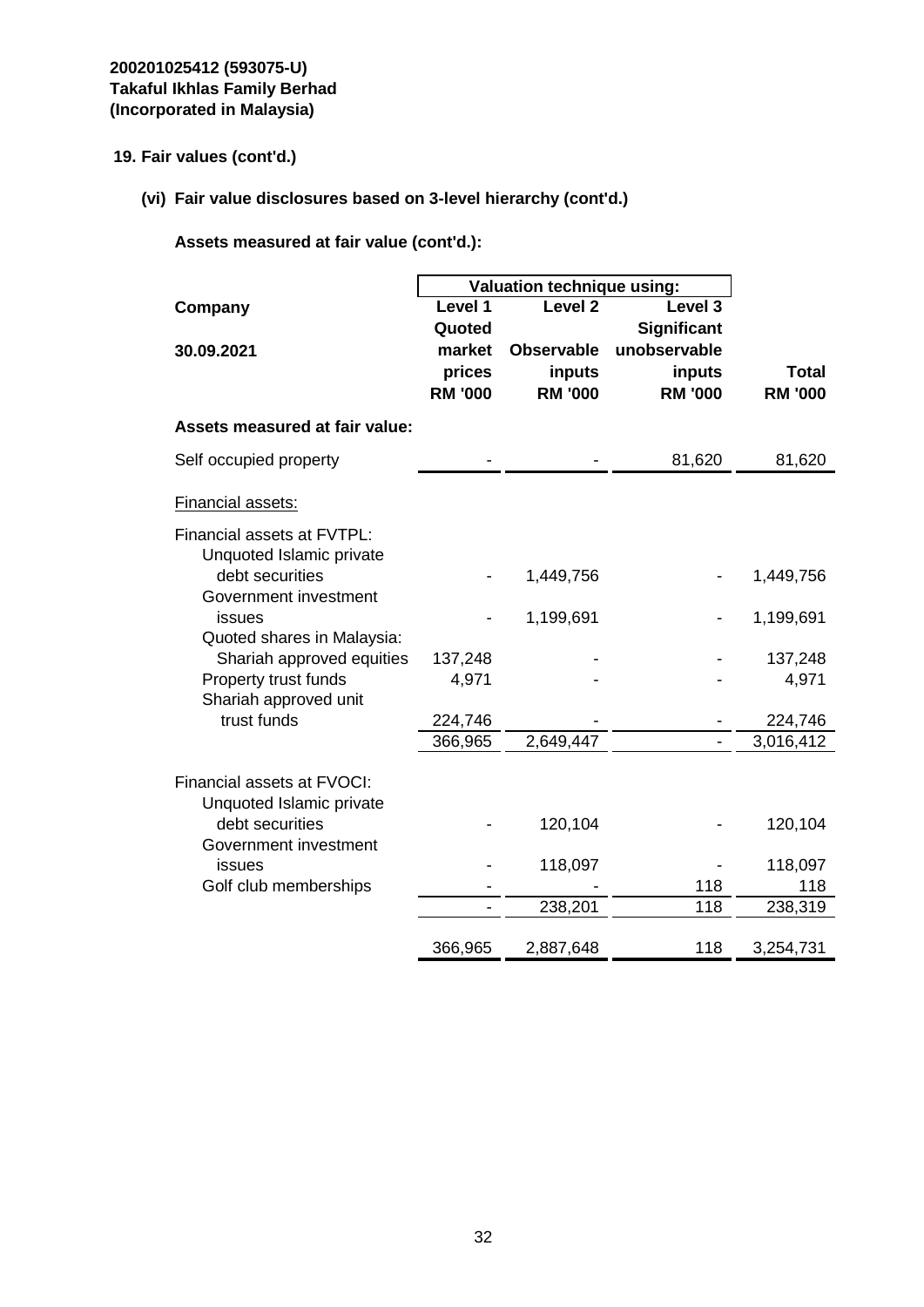**200201025412 (593075-U)**
**Takaful Ikhlas Family Berhad**
**(Incorporated in Malaysia)**

## 19. Fair values (cont'd.)

### (vi) Fair value disclosures based on 3-level hierarchy (cont'd.)

**Assets measured at fair value (cont'd.):**

| **Company** | **Valuation technique using:** | | | |
|---|---|---|---|---|
| **30.09.2021** | **Level 1 Quoted market prices RM '000** | **Level 2 Observable inputs RM '000** | **Level 3 Significant unobservable inputs RM '000** | **Total RM '000** |
| **Assets measured at fair value:** | | | | |
| Self occupied property | - | - | 81,620 | 81,620 |
| Financial assets: | | | | |
| Financial assets at FVTPL: | | | | |
| Unquoted Islamic private debt securities | - | 1,449,756 | - | 1,449,756 |
| Government investment issues | - | 1,199,691 | - | 1,199,691 |
| Quoted shares in Malaysia: | | | | |
| Shariah approved equities | 137,248 | - | - | 137,248 |
| Property trust funds | 4,971 | - | - | 4,971 |
| Shariah approved unit trust funds | 224,746 | - | - | 224,746 |
| | 366,965 | 2,649,447 | - | 3,016,412 |
| Financial assets at FVOCI: | | | | |
| Unquoted Islamic private debt securities | - | 120,104 | - | 120,104 |
| Government investment issues | - | 118,097 | - | 118,097 |
| Golf club memberships | - | - | 118 | 118 |
| | - | 238,201 | 118 | 238,319 |
| | 366,965 | 2,887,648 | 118 | 3,254,731 |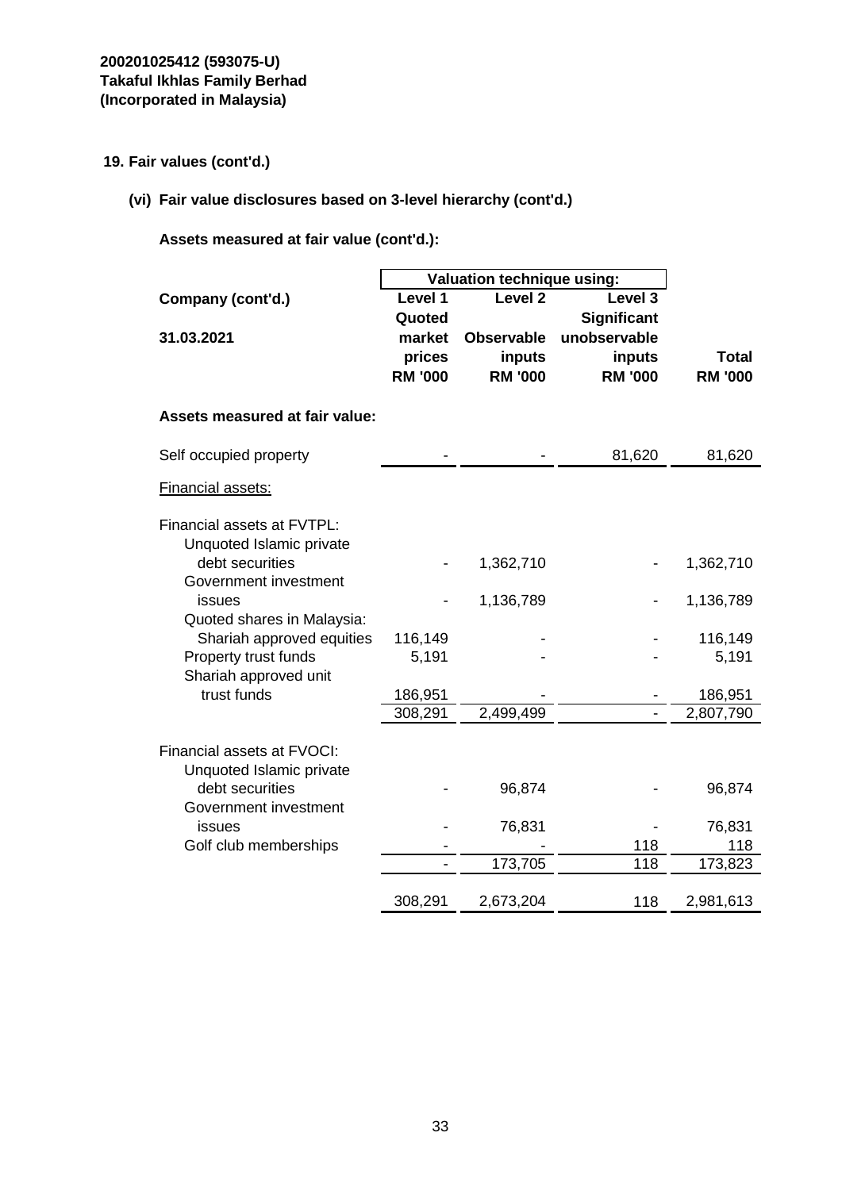**200201025412 (593075-U)**
**Takaful Ikhlas Family Berhad**
**(Incorporated in Malaysia)**

## 19. Fair values (cont'd.)

### (vi) Fair value disclosures based on 3-level hierarchy (cont'd.)

**Assets measured at fair value (cont'd.):**

| **Company (cont'd.)** | Valuation technique using: | | | |
|---|---|---|---|---|
| **31.03.2021** | **Level 1 Quoted market prices RM '000** | **Level 2 Observable inputs RM '000** | **Level 3 Significant unobservable inputs RM '000** | **Total RM '000** |
| **Assets measured at fair value:** | | | | |
| Self occupied property | - | - | 81,620 | 81,620 |
| Financial assets: | | | | |
| Financial assets at FVTPL: | | | | |
| Unquoted Islamic private debt securities | - | 1,362,710 | - | 1,362,710 |
| Government investment issues | - | 1,136,789 | - | 1,136,789 |
| Quoted shares in Malaysia: | | | | |
| Shariah approved equities | 116,149 | - | - | 116,149 |
| Property trust funds | 5,191 | - | - | 5,191 |
| Shariah approved unit trust funds | 186,951 | - | - | 186,951 |
| | 308,291 | 2,499,499 | - | 2,807,790 |
| Financial assets at FVOCI: | | | | |
| Unquoted Islamic private debt securities | - | 96,874 | - | 96,874 |
| Government investment issues | - | 76,831 | - | 76,831 |
| Golf club memberships | - | - | 118 | 118 |
| | - | 173,705 | 118 | 173,823 |
| | 308,291 | 2,673,204 | 118 | 2,981,613 |